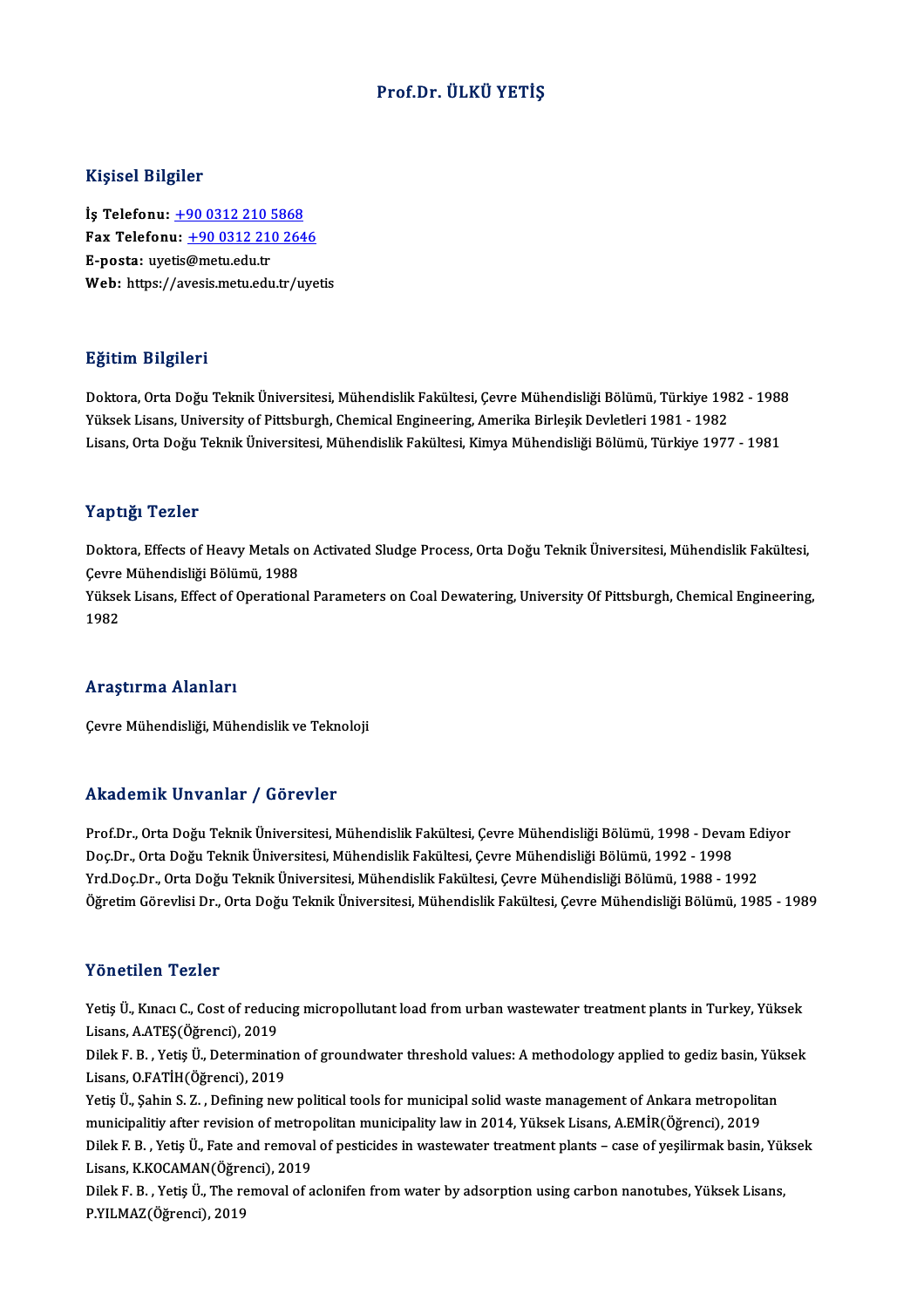# Prof.Dr. ÜLKÜ YETİŞ

## Kişisel Bilgiler

**İş Telefonu:** +90 0312 210 5868
**Fax Telefonu:** +90 0312 210 2646
**E-posta:** uyetis@metu.edu.tr
**Web:** https://avesis.metu.edu.tr/uyetis

## Eğitim Bilgileri

Doktora, Orta Doğu Teknik Üniversitesi, Mühendislik Fakültesi, Çevre Mühendisliği Bölümü, Türkiye 1982 - 1988
Yüksek Lisans, University of Pittsburgh, Chemical Engineering, Amerika Birleşik Devletleri 1981 - 1982
Lisans, Orta Doğu Teknik Üniversitesi, Mühendislik Fakültesi, Kimya Mühendisliği Bölümü, Türkiye 1977 - 1981

## Yaptığı Tezler

Doktora, Effects of Heavy Metals on Activated Sludge Process, Orta Doğu Teknik Üniversitesi, Mühendislik Fakültesi, Çevre Mühendisliği Bölümü, 1988
Yüksek Lisans, Effect of Operational Parameters on Coal Dewatering, University Of Pittsburgh, Chemical Engineering, 1982

## Araştırma Alanları

Çevre Mühendisliği, Mühendislik ve Teknoloji

## Akademik Unvanlar / Görevler

Prof.Dr., Orta Doğu Teknik Üniversitesi, Mühendislik Fakültesi, Çevre Mühendisliği Bölümü, 1998 - Devam Ediyor
Doç.Dr., Orta Doğu Teknik Üniversitesi, Mühendislik Fakültesi, Çevre Mühendisliği Bölümü, 1992 - 1998
Yrd.Doç.Dr., Orta Doğu Teknik Üniversitesi, Mühendislik Fakültesi, Çevre Mühendisliği Bölümü, 1988 - 1992
Öğretim Görevlisi Dr., Orta Doğu Teknik Üniversitesi, Mühendislik Fakültesi, Çevre Mühendisliği Bölümü, 1985 - 1989

## Yönetilen Tezler

Yetiş Ü., Kınacı C., Cost of reducing micropollutant load from urban wastewater treatment plants in Turkey, Yüksek Lisans, A.ATEŞ(Öğrenci), 2019
Dilek F. B. , Yetiş Ü., Determination of groundwater threshold values: A methodology applied to gediz basin, Yüksek Lisans, O.FATİH(Öğrenci), 2019
Yetiş Ü., Şahin S. Z. , Defining new political tools for municipal solid waste management of Ankara metropolitan municipalitiy after revision of metropolitan municipality law in 2014, Yüksek Lisans, A.EMİR(Öğrenci), 2019
Dilek F. B. , Yetiş Ü., Fate and removal of pesticides in wastewater treatment plants – case of yeşilirmak basin, Yüksek Lisans, K.KOCAMAN(Öğrenci), 2019
Dilek F. B. , Yetiş Ü., The removal of aclonifen from water by adsorption using carbon nanotubes, Yüksek Lisans, P.YILMAZ(Öğrenci), 2019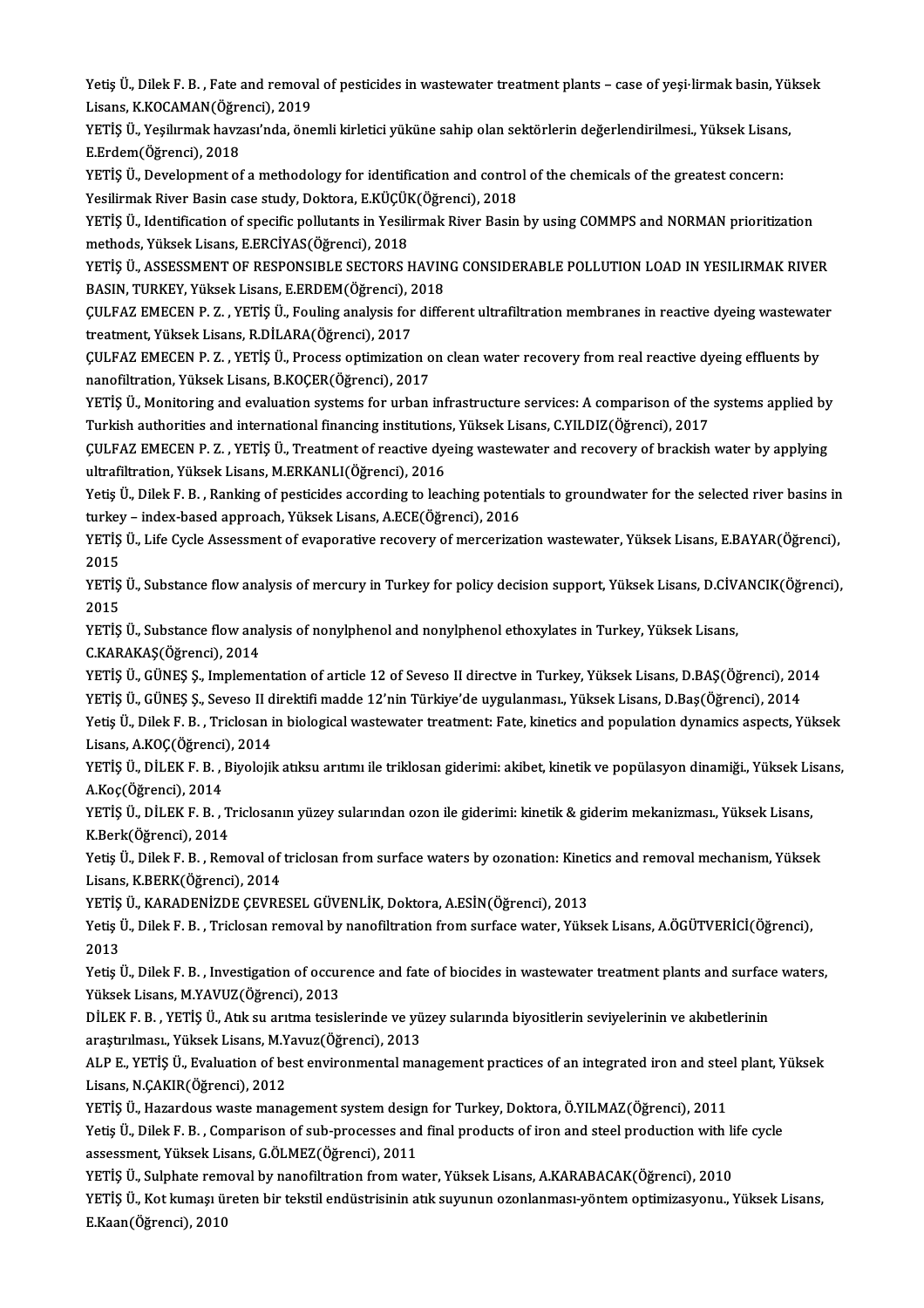Yetiş Ü., Dilek F. B. , Fate and removal of pesticides in wastewater treatment plants – case of yeşi·lirmak basin, Yüksek Lisans, K.KOCAMAN(Öğrenci), 2019

YETİŞ Ü., Yeşilırmak havzası'nda, önemli kirletici yüküne sahip olan sektörlerin değerlendirilmesi., Yüksek Lisans, E.Erdem(Öğrenci), 2018

YETİŞ Ü., Development of a methodology for identification and control of the chemicals of the greatest concern: Yesilirmak River Basin case study, Doktora, E.KÜÇÜK(Öğrenci), 2018

YETİŞ Ü., Identification of specific pollutants in Yesilirmak River Basin by using COMMPS and NORMAN prioritization methods, Yüksek Lisans, E.ERCİYAS(Öğrenci), 2018

YETİŞ Ü., ASSESSMENT OF RESPONSIBLE SECTORS HAVING CONSIDERABLE POLLUTION LOAD IN YESILIRMAK RIVER BASIN, TURKEY, Yüksek Lisans, E.ERDEM(Öğrenci), 2018

ÇULFAZ EMECEN P. Z. , YETİŞ Ü., Fouling analysis for different ultrafiltration membranes in reactive dyeing wastewater treatment, Yüksek Lisans, R.DİLARA(Öğrenci), 2017

ÇULFAZ EMECEN P. Z. , YETİŞ Ü., Process optimization on clean water recovery from real reactive dyeing effluents by nanofiltration, Yüksek Lisans, B.KOÇER(Öğrenci), 2017

YETİŞ Ü., Monitoring and evaluation systems for urban infrastructure services: A comparison of the systems applied by Turkish authorities and international financing institutions, Yüksek Lisans, C.YILDIZ(Öğrenci), 2017

ÇULFAZ EMECEN P. Z. , YETİŞ Ü., Treatment of reactive dyeing wastewater and recovery of brackish water by applying ultrafiltration, Yüksek Lisans, M.ERKANLI(Öğrenci), 2016

Yetiş Ü., Dilek F. B. , Ranking of pesticides according to leaching potentials to groundwater for the selected river basins in turkey – index-based approach, Yüksek Lisans, A.ECE(Öğrenci), 2016

YETİŞ Ü., Life Cycle Assessment of evaporative recovery of mercerization wastewater, Yüksek Lisans, E.BAYAR(Öğrenci), 2015

YETİŞ Ü., Substance flow analysis of mercury in Turkey for policy decision support, Yüksek Lisans, D.CİVANCIK(Öğrenci), 2015

YETİŞ Ü., Substance flow analysis of nonylphenol and nonylphenol ethoxylates in Turkey, Yüksek Lisans, C.KARAKAŞ(Öğrenci), 2014

YETİŞ Ü., GÜNEŞ Ş., Implementation of article 12 of Seveso II directve in Turkey, Yüksek Lisans, D.BAŞ(Öğrenci), 2014

YETİŞ Ü., GÜNEŞ Ş., Seveso II direktifi madde 12'nin Türkiye'de uygulanması., Yüksek Lisans, D.Baş(Öğrenci), 2014

Yetiş Ü., Dilek F. B. , Triclosan in biological wastewater treatment: Fate, kinetics and population dynamics aspects, Yüksek Lisans, A.KOÇ(Öğrenci), 2014

YETİŞ Ü., DİLEK F. B. , Biyolojik atıksu arıtımı ile triklosan giderimi: akibet, kinetik ve popülasyon dinamiği., Yüksek Lisans, A.Koç(Öğrenci), 2014

YETİŞ Ü., DİLEK F. B. , Triclosanın yüzey sularından ozon ile giderimi: kinetik & giderim mekanizması., Yüksek Lisans, K.Berk(Öğrenci), 2014

Yetiş Ü., Dilek F. B. , Removal of triclosan from surface waters by ozonation: Kinetics and removal mechanism, Yüksek Lisans, K.BERK(Öğrenci), 2014

YETİŞ Ü., KARADENİZDE ÇEVRESEL GÜVENLİK, Doktora, A.ESİN(Öğrenci), 2013

Yetiş Ü., Dilek F. B. , Triclosan removal by nanofiltration from surface water, Yüksek Lisans, A.ÖGÜTVERİCİ(Öğrenci), 2013

Yetiş Ü., Dilek F. B. , Investigation of occurence and fate of biocides in wastewater treatment plants and surface waters, Yüksek Lisans, M.YAVUZ(Öğrenci), 2013

DİLEK F. B. , YETİŞ Ü., Atık su arıtma tesislerinde ve yüzey sularında biyositlerin seviyelerinin ve akıbetlerinin araştırılması., Yüksek Lisans, M.Yavuz(Öğrenci), 2013

ALP E., YETİŞ Ü., Evaluation of best environmental management practices of an integrated iron and steel plant, Yüksek Lisans, N.ÇAKIR(Öğrenci), 2012

YETİŞ Ü., Hazardous waste management system design for Turkey, Doktora, Ö.YILMAZ(Öğrenci), 2011

Yetiş Ü., Dilek F. B. , Comparison of sub-processes and final products of iron and steel production with life cycle assessment, Yüksek Lisans, G.ÖLMEZ(Öğrenci), 2011

YETİŞ Ü., Sulphate removal by nanofiltration from water, Yüksek Lisans, A.KARABACAK(Öğrenci), 2010

YETİŞ Ü., Kot kumaşı üreten bir tekstil endüstrisinin atık suyunun ozonlanması-yöntem optimizasyonu., Yüksek Lisans, E.Kaan(Öğrenci), 2010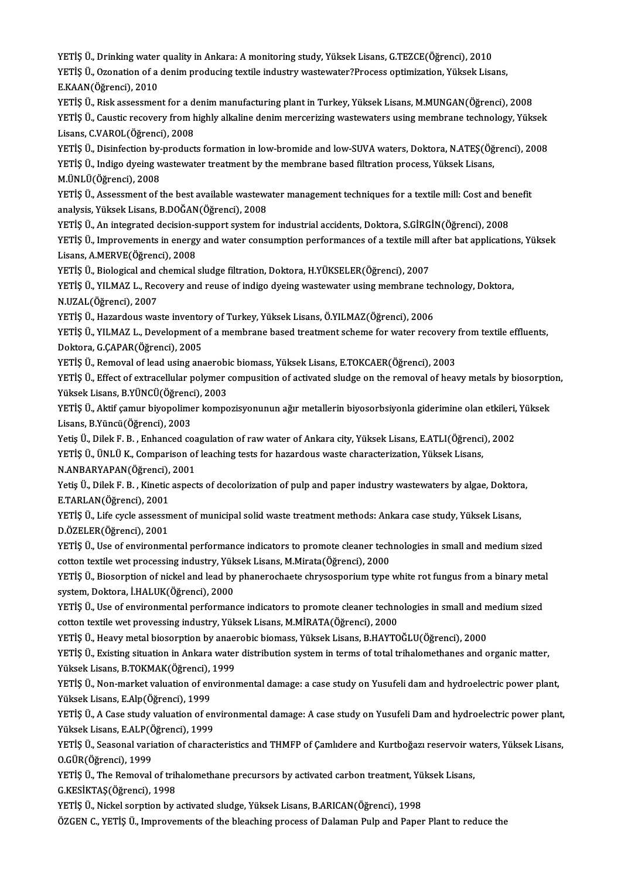YETİŞ Ü., Drinking water quality in Ankara: A monitoring study, Yüksek Lisans, G.TEZCE(Öğrenci), 2010

YETİŞ Ü., Ozonation of a denim producing textile industry wastewater?Process optimization, Yüksek Lisans, E.KAAN(Öğrenci), 2010

YETİŞ Ü., Risk assessment for a denim manufacturing plant in Turkey, Yüksek Lisans, M.MUNGAN(Öğrenci), 2008

YETİŞ Ü., Caustic recovery from highly alkaline denim mercerizing wastewaters using membrane technology, Yüksek Lisans, C.VAROL(Öğrenci), 2008

YETİŞ Ü., Disinfection by-products formation in low-bromide and low-SUVA waters, Doktora, N.ATEŞ(Öğrenci), 2008

YETİŞ Ü., Indigo dyeing wastewater treatment by the membrane based filtration process, Yüksek Lisans, M.ÜNLÜ(Öğrenci), 2008

YETİŞ Ü., Assessment of the best available wastewater management techniques for a textile mill: Cost and benefit analysis, Yüksek Lisans, B.DOĞAN(Öğrenci), 2008

YETİŞ Ü., An integrated decision-support system for industrial accidents, Doktora, S.GİRGİN(Öğrenci), 2008

YETİŞ Ü., Improvements in energy and water consumption performances of a textile mill after bat applications, Yüksek Lisans, A.MERVE(Öğrenci), 2008

YETİŞ Ü., Biological and chemical sludge filtration, Doktora, H.YÜKSELER(Öğrenci), 2007

YETİŞ Ü., YILMAZ L., Recovery and reuse of indigo dyeing wastewater using membrane technology, Doktora, N.UZAL(Öğrenci), 2007

YETİŞ Ü., Hazardous waste inventory of Turkey, Yüksek Lisans, Ö.YILMAZ(Öğrenci), 2006

YETİŞ Ü., YILMAZ L., Development of a membrane based treatment scheme for water recovery from textile effluents, Doktora, G.ÇAPAR(Öğrenci), 2005

YETİŞ Ü., Removal of lead using anaerobic biomass, Yüksek Lisans, E.TOKCAER(Öğrenci), 2003

YETİŞ Ü., Effect of extracellular polymer compusition of activated sludge on the removal of heavy metals by biosorption, Yüksek Lisans, B.YÜNCÜ(Öğrenci), 2003

YETİŞ Ü., Aktif çamur biyopolimer kompozisyonunun ağır metallerin biyosorbsiyonla giderimine olan etkileri, Yüksek Lisans, B.Yüncü(Öğrenci), 2003

Yetiş Ü., Dilek F. B. , Enhanced coagulation of raw water of Ankara city, Yüksek Lisans, E.ATLI(Öğrenci), 2002

YETİŞ Ü., ÜNLÜ K., Comparison of leaching tests for hazardous waste characterization, Yüksek Lisans, N.ANBARYAPAN(Öğrenci), 2001

Yetiş Ü., Dilek F. B. , Kinetic aspects of decolorization of pulp and paper industry wastewaters by algae, Doktora, E.TARLAN(Öğrenci), 2001

YETİŞ Ü., Life cycle assessment of municipal solid waste treatment methods: Ankara case study, Yüksek Lisans, D.ÖZELER(Öğrenci), 2001

YETİŞ Ü., Use of environmental performance indicators to promote cleaner technologies in small and medium sized cotton textile wet processing industry, Yüksek Lisans, M.Mirata(Öğrenci), 2000

YETİŞ Ü., Biosorption of nickel and lead by phanerochaete chrysosporium type white rot fungus from a binary metal system, Doktora, İ.HALUK(Öğrenci), 2000

YETİŞ Ü., Use of environmental performance indicators to promote cleaner technologies in small and medium sized cotton textile wet provessing industry, Yüksek Lisans, M.MİRATA(Öğrenci), 2000

YETİŞ Ü., Heavy metal biosorption by anaerobic biomass, Yüksek Lisans, B.HAYTOĞLU(Öğrenci), 2000

YETİŞ Ü., Existing situation in Ankara water distribution system in terms of total trihalomethanes and organic matter, Yüksek Lisans, B.TOKMAK(Öğrenci), 1999

YETİŞ Ü., Non-market valuation of environmental damage: a case study on Yusufeli dam and hydroelectric power plant, Yüksek Lisans, E.Alp(Öğrenci), 1999

YETİŞ Ü., A Case study valuation of environmental damage: A case study on Yusufeli Dam and hydroelectric power plant, Yüksek Lisans, E.ALP(Öğrenci), 1999

YETİŞ Ü., Seasonal variation of characteristics and THMFP of Çamlıdere and Kurtboğazı reservoir waters, Yüksek Lisans, O.GÜR(Öğrenci), 1999

YETİŞ Ü., The Removal of trihalomethane precursors by activated carbon treatment, Yüksek Lisans, G.KESİKTAŞ(Öğrenci), 1998

YETİŞ Ü., Nickel sorption by activated sludge, Yüksek Lisans, B.ARICAN(Öğrenci), 1998

ÖZGEN C., YETİŞ Ü., Improvements of the bleaching process of Dalaman Pulp and Paper Plant to reduce the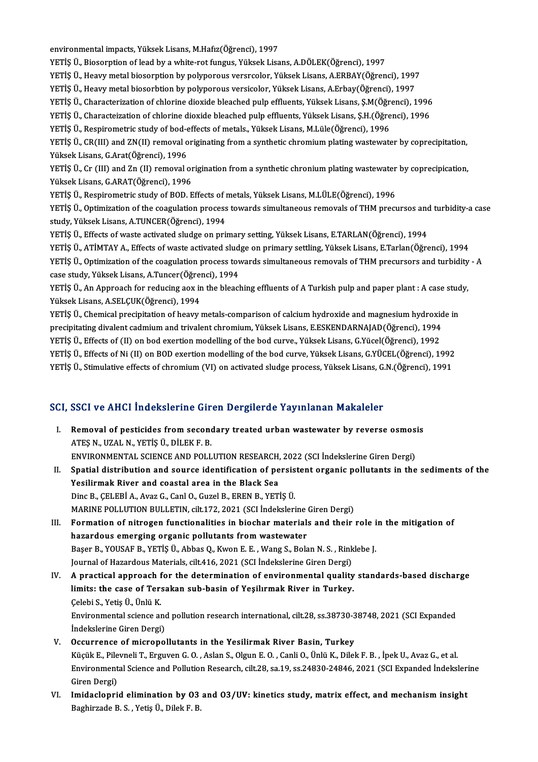environmental impacts, Yüksek Lisans, M.Hafız(Öğrenci), 1997

YETİŞ Ü., Biosorption of lead by a white-rot fungus, Yüksek Lisans, A.DÖLEK(Öğrenci), 1997

YETİŞ Ü., Heavy metal biosorption by polyporous versrcolor, Yüksek Lisans, A.ERBAY(Öğrenci), 1997

YETİŞ Ü., Heavy metal biosorbtion by polyporous versicolor, Yüksek Lisans, A.Erbay(Öğrenci), 1997

YETİŞ Ü., Characterization of chlorine dioxide bleached pulp effluents, Yüksek Lisans, Ş.M(Öğrenci), 1996

YETİŞ Ü., Characteization of chlorine dioxide bleached pulp effluents, Yüksek Lisans, Ş.H.(Öğrenci), 1996

YETİŞ Ü., Respirometric study of bod-effects of metals., Yüksek Lisans, M.Lüle(Öğrenci), 1996

YETİŞ Ü., CR(III) and ZN(II) removal originating from a synthetic chromium plating wastewater by coprecipitation, Yüksek Lisans, G.Arat(Öğrenci), 1996

YETİŞ Ü., Cr (III) and Zn (II) removal origination from a synthetic chronium plating wastewater by coprecipication, Yüksek Lisans, G.ARAT(Öğrenci), 1996

YETİŞ Ü., Respirometric study of BOD. Effects of metals, Yüksek Lisans, M.LÜLE(Öğrenci), 1996

YETİŞ Ü., Optimization of the coagulation process towards simultaneous removals of THM precursos and turbidity-a case study, Yüksek Lisans, A.TUNCER(Öğrenci), 1994

YETİŞ Ü., Effects of waste activated sludge on primary setting, Yüksek Lisans, E.TARLAN(Öğrenci), 1994

YETİŞ Ü., ATİMTAY A., Effects of waste activated sludge on primary settling, Yüksek Lisans, E.Tarlan(Öğrenci), 1994

YETİŞ Ü., Optimization of the coagulation process towards simultaneous removals of THM precursors and turbidity - A case study, Yüksek Lisans, A.Tuncer(Öğrenci), 1994

YETİŞ Ü., An Approach for reducing aox in the bleaching effluents of A Turkish pulp and paper plant : A case study, Yüksek Lisans, A.SELÇUK(Öğrenci), 1994

YETİŞ Ü., Chemical precipitation of heavy metals-comparison of calcium hydroxide and magnesium hydroxide in precipitating divalent cadmium and trivalent chromium, Yüksek Lisans, E.ESKENDARNAJAD(Öğrenci), 1994

YETİŞ Ü., Effects of (II) on bod exertion modelling of the bod curve., Yüksek Lisans, G.Yücel(Öğrenci), 1992

YETİŞ Ü., Effects of Ni (II) on BOD exertion modelling of the bod curve, Yüksek Lisans, G.YÜCEL(Öğrenci), 1992

YETİŞ Ü., Stimulative effects of chromium (VI) on activated sludge process, Yüksek Lisans, G.N.(Öğrenci), 1991

## SCI, SSCI ve AHCI İndekslerine Giren Dergilerde Yayınlanan Makaleler

I. **Removal of pesticides from secondary treated urban wastewater by reverse osmosis**
   ATEŞ N., UZAL N., YETİŞ Ü., DİLEK F. B.
   ENVIRONMENTAL SCIENCE AND POLLUTION RESEARCH, 2022 (SCI İndekslerine Giren Dergi)

II. **Spatial distribution and source identification of persistent organic pollutants in the sediments of the Yesilirmak River and coastal area in the Black Sea**
   Dinc B., ÇELEBİ A., Avaz G., Canl O., Guzel B., EREN B., YETİŞ Ü.
   MARINE POLLUTION BULLETIN, cilt.172, 2021 (SCI İndekslerine Giren Dergi)

III. **Formation of nitrogen functionalities in biochar materials and their role in the mitigation of hazardous emerging organic pollutants from wastewater**
   Başer B., YOUSAF B., YETİŞ Ü., Abbas Q., Kwon E. E. , Wang S., Bolan N. S. , Rinklebe J.
   Journal of Hazardous Materials, cilt.416, 2021 (SCI İndekslerine Giren Dergi)

IV. **A practical approach for the determination of environmental quality standards-based discharge limits: the case of Tersakan sub-basin of Yeşilırmak River in Turkey.**
   Çelebi S., Yetiş Ü., Ünlü K.
   Environmental science and pollution research international, cilt.28, ss.38730-38748, 2021 (SCI Expanded İndekslerine Giren Dergi)

V. **Occurrence of micropollutants in the Yesilirmak River Basin, Turkey**
   Küçük E., Pilevneli T., Erguven G. O. , Aslan S., Olgun E. O. , Canli O., Ünlü K., Dilek F. B. , İpek U., Avaz G., et al.
   Environmental Science and Pollution Research, cilt.28, sa.19, ss.24830-24846, 2021 (SCI Expanded İndekslerine Giren Dergi)

VI. **Imidacloprid elimination by O3 and O3/UV: kinetics study, matrix effect, and mechanism insight**
   Baghirzade B. S. , Yetiş Ü., Dilek F. B.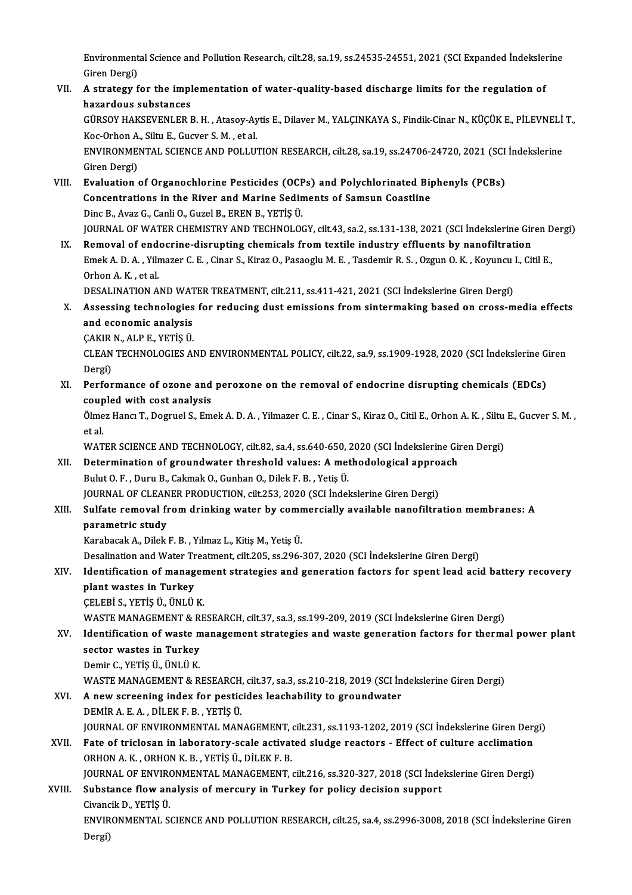Environmental Science and Pollution Research, cilt.28, sa.19, ss.24535-24551, 2021 (SCI Expanded İndekslerine Giren Dergi)

VII. **A strategy for the implementation of water-quality-based discharge limits for the regulation of hazardous substances**
GÜRSOY HAKSEVENLER B. H. , Atasoy-Aytis E., Dilaver M., YALÇINKAYA S., Findik-Cinar N., KÜÇÜK E., PİLEVNELİ T., Koc-Orhon A., Siltu E., Gucver S. M. , et al.
ENVIRONMENTAL SCIENCE AND POLLUTION RESEARCH, cilt.28, sa.19, ss.24706-24720, 2021 (SCI İndekslerine Giren Dergi)

VIII. **Evaluation of Organochlorine Pesticides (OCPs) and Polychlorinated Biphenyls (PCBs) Concentrations in the River and Marine Sediments of Samsun Coastline**
Dinc B., Avaz G., Canli O., Guzel B., EREN B., YETİŞ Ü.
JOURNAL OF WATER CHEMISTRY AND TECHNOLOGY, cilt.43, sa.2, ss.131-138, 2021 (SCI İndekslerine Giren Dergi)

IX. **Removal of endocrine-disrupting chemicals from textile industry effluents by nanofiltration**
Emek A. D. A. , Yilmazer C. E. , Cinar S., Kiraz O., Pasaoglu M. E. , Tasdemir R. S. , Ozgun O. K. , Koyuncu I., Citil E., Orhon A. K. , et al.
DESALINATION AND WATER TREATMENT, cilt.211, ss.411-421, 2021 (SCI İndekslerine Giren Dergi)

X. **Assessing technologies for reducing dust emissions from sintermaking based on cross-media effects and economic analysis**
ÇAKIR N., ALP E., YETİŞ Ü.
CLEAN TECHNOLOGIES AND ENVIRONMENTAL POLICY, cilt.22, sa.9, ss.1909-1928, 2020 (SCI İndekslerine Giren Dergi)

XI. **Performance of ozone and peroxone on the removal of endocrine disrupting chemicals (EDCs) coupled with cost analysis**
Ölmez Hancı T., Dogruel S., Emek A. D. A. , Yilmazer C. E. , Cinar S., Kiraz O., Citil E., Orhon A. K. , Siltu E., Gucver S. M. , et al.
WATER SCIENCE AND TECHNOLOGY, cilt.82, sa.4, ss.640-650, 2020 (SCI İndekslerine Giren Dergi)

XII. **Determination of groundwater threshold values: A methodological approach**
Bulut O. F. , Duru B., Cakmak O., Gunhan O., Dilek F. B. , Yetiş Ü.
JOURNAL OF CLEANER PRODUCTION, cilt.253, 2020 (SCI İndekslerine Giren Dergi)

XIII. **Sulfate removal from drinking water by commercially available nanofiltration membranes: A parametric study**
Karabacak A., Dilek F. B. , Yılmaz L., Kitiş M., Yetiş Ü.
Desalination and Water Treatment, cilt.205, ss.296-307, 2020 (SCI İndekslerine Giren Dergi)

XIV. **Identification of management strategies and generation factors for spent lead acid battery recovery plant wastes in Turkey**
ÇELEBİ S., YETİŞ Ü., ÜNLÜ K.
WASTE MANAGEMENT & RESEARCH, cilt.37, sa.3, ss.199-209, 2019 (SCI İndekslerine Giren Dergi)

XV. **Identification of waste management strategies and waste generation factors for thermal power plant sector wastes in Turkey**
Demir C., YETİŞ Ü., ÜNLÜ K.
WASTE MANAGEMENT & RESEARCH, cilt.37, sa.3, ss.210-218, 2019 (SCI İndekslerine Giren Dergi)

XVI. **A new screening index for pesticides leachability to groundwater**
DEMİR A. E. A. , DİLEK F. B. , YETİŞ Ü.
JOURNAL OF ENVIRONMENTAL MANAGEMENT, cilt.231, ss.1193-1202, 2019 (SCI İndekslerine Giren Dergi)

XVII. **Fate of triclosan in laboratory-scale activated sludge reactors - Effect of culture acclimation**
ORHON A. K. , ORHON K. B. , YETİŞ Ü., DİLEK F. B.
JOURNAL OF ENVIRONMENTAL MANAGEMENT, cilt.216, ss.320-327, 2018 (SCI İndekslerine Giren Dergi)

XVIII. **Substance flow analysis of mercury in Turkey for policy decision support**
Civancik D., YETİŞ Ü.
ENVIRONMENTAL SCIENCE AND POLLUTION RESEARCH, cilt.25, sa.4, ss.2996-3008, 2018 (SCI İndekslerine Giren Dergi)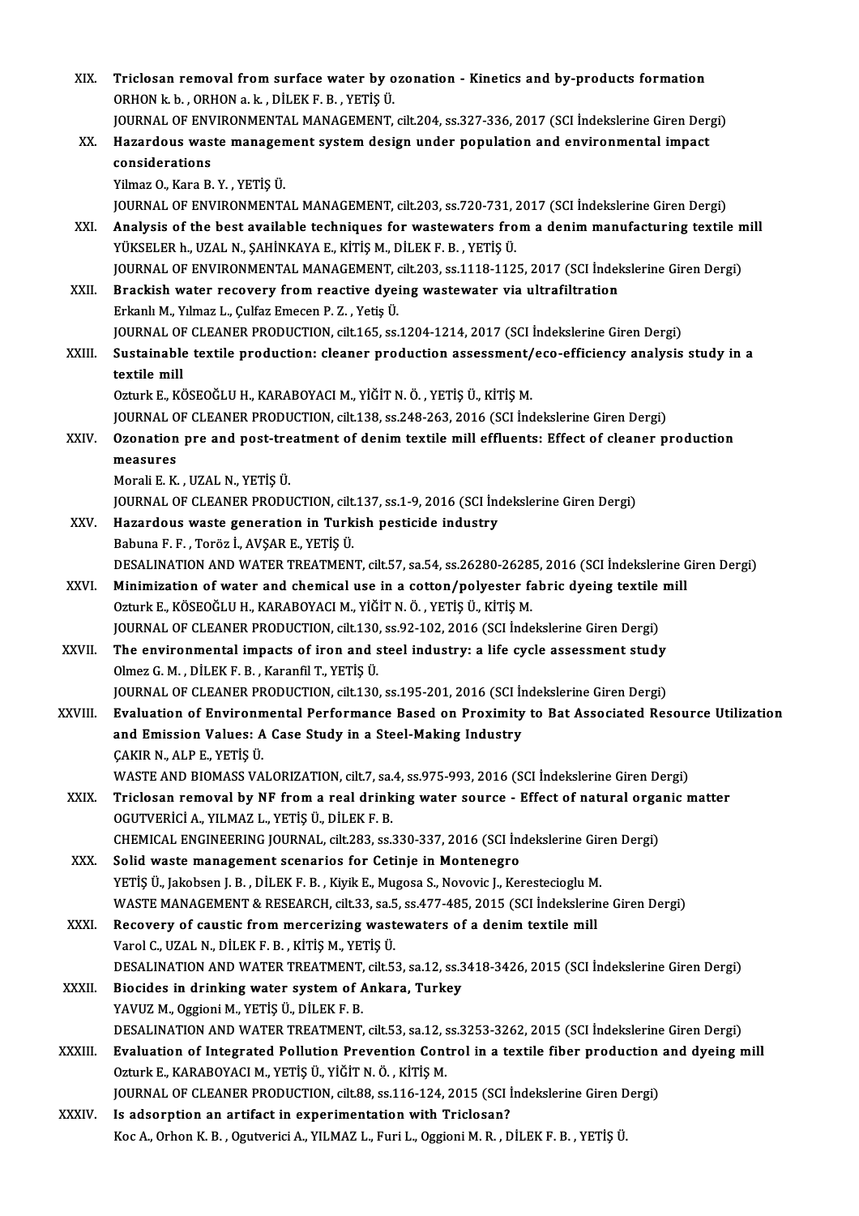XIX. **Triclosan removal from surface water by ozonation - Kinetics and by-products formation**
ORHON k. b. , ORHON a. k. , DİLEK F. B. , YETİŞ Ü.
JOURNAL OF ENVIRONMENTAL MANAGEMENT, cilt.204, ss.327-336, 2017 (SCI İndekslerine Giren Dergi)

XX. **Hazardous waste management system design under population and environmental impact considerations**
Yilmaz O., Kara B. Y. , YETİŞ Ü.
JOURNAL OF ENVIRONMENTAL MANAGEMENT, cilt.203, ss.720-731, 2017 (SCI İndekslerine Giren Dergi)

XXI. **Analysis of the best available techniques for wastewaters from a denim manufacturing textile mill**
YÜKSELER h., UZAL N., ŞAHİNKAYA E., KİTİŞ M., DİLEK F. B. , YETİŞ Ü.
JOURNAL OF ENVIRONMENTAL MANAGEMENT, cilt.203, ss.1118-1125, 2017 (SCI İndekslerine Giren Dergi)

XXII. **Brackish water recovery from reactive dyeing wastewater via ultrafiltration**
Erkanlı M., Yılmaz L., Çulfaz Emecen P. Z. , Yetiş Ü.
JOURNAL OF CLEANER PRODUCTION, cilt.165, ss.1204-1214, 2017 (SCI İndekslerine Giren Dergi)

XXIII. **Sustainable textile production: cleaner production assessment/eco-efficiency analysis study in a textile mill**
Ozturk E., KÖSEOĞLU H., KARABOYACI M., YİĞİT N. Ö. , YETİŞ Ü., KİTİŞ M.
JOURNAL OF CLEANER PRODUCTION, cilt.138, ss.248-263, 2016 (SCI İndekslerine Giren Dergi)

XXIV. **Ozonation pre and post-treatment of denim textile mill effluents: Effect of cleaner production measures**
Morali E. K. , UZAL N., YETİŞ Ü.
JOURNAL OF CLEANER PRODUCTION, cilt.137, ss.1-9, 2016 (SCI İndekslerine Giren Dergi)

XXV. **Hazardous waste generation in Turkish pesticide industry**
Babuna F. F. , Toröz İ., AVŞAR E., YETİŞ Ü.
DESALINATION AND WATER TREATMENT, cilt.57, sa.54, ss.26280-26285, 2016 (SCI İndekslerine Giren Dergi)

XXVI. **Minimization of water and chemical use in a cotton/polyester fabric dyeing textile mill**
Ozturk E., KÖSEOĞLU H., KARABOYACI M., YİĞİT N. Ö. , YETİŞ Ü., KİTİŞ M.
JOURNAL OF CLEANER PRODUCTION, cilt.130, ss.92-102, 2016 (SCI İndekslerine Giren Dergi)

XXVII. **The environmental impacts of iron and steel industry: a life cycle assessment study**
Olmez G. M. , DİLEK F. B. , Karanfil T., YETİŞ Ü.
JOURNAL OF CLEANER PRODUCTION, cilt.130, ss.195-201, 2016 (SCI İndekslerine Giren Dergi)

XXVIII. **Evaluation of Environmental Performance Based on Proximity to Bat Associated Resource Utilization and Emission Values: A Case Study in a Steel-Making Industry**
ÇAKIR N., ALP E., YETİŞ Ü.
WASTE AND BIOMASS VALORIZATION, cilt.7, sa.4, ss.975-993, 2016 (SCI İndekslerine Giren Dergi)

XXIX. **Triclosan removal by NF from a real drinking water source - Effect of natural organic matter**
OGUTVERİCİ A., YILMAZ L., YETİŞ Ü., DİLEK F. B.
CHEMICAL ENGINEERING JOURNAL, cilt.283, ss.330-337, 2016 (SCI İndekslerine Giren Dergi)

XXX. **Solid waste management scenarios for Cetinje in Montenegro**
YETİŞ Ü., Jakobsen J. B. , DİLEK F. B. , Kiyik E., Mugosa S., Novovic J., Kerestecioglu M.
WASTE MANAGEMENT & RESEARCH, cilt.33, sa.5, ss.477-485, 2015 (SCI İndekslerine Giren Dergi)

XXXI. **Recovery of caustic from mercerizing wastewaters of a denim textile mill**
Varol C., UZAL N., DİLEK F. B. , KİTİŞ M., YETİŞ Ü.
DESALINATION AND WATER TREATMENT, cilt.53, sa.12, ss.3418-3426, 2015 (SCI İndekslerine Giren Dergi)

XXXII. **Biocides in drinking water system of Ankara, Turkey**
YAVUZ M., Oggioni M., YETİŞ Ü., DİLEK F. B.
DESALINATION AND WATER TREATMENT, cilt.53, sa.12, ss.3253-3262, 2015 (SCI İndekslerine Giren Dergi)

XXXIII. **Evaluation of Integrated Pollution Prevention Control in a textile fiber production and dyeing mill**
Ozturk E., KARABOYACI M., YETİŞ Ü., YİĞİT N. Ö. , KİTİŞ M.
JOURNAL OF CLEANER PRODUCTION, cilt.88, ss.116-124, 2015 (SCI İndekslerine Giren Dergi)

XXXIV. **Is adsorption an artifact in experimentation with Triclosan?**
Koc A., Orhon K. B. , Ogutverici A., YILMAZ L., Furi L., Oggioni M. R. , DİLEK F. B. , YETİŞ Ü.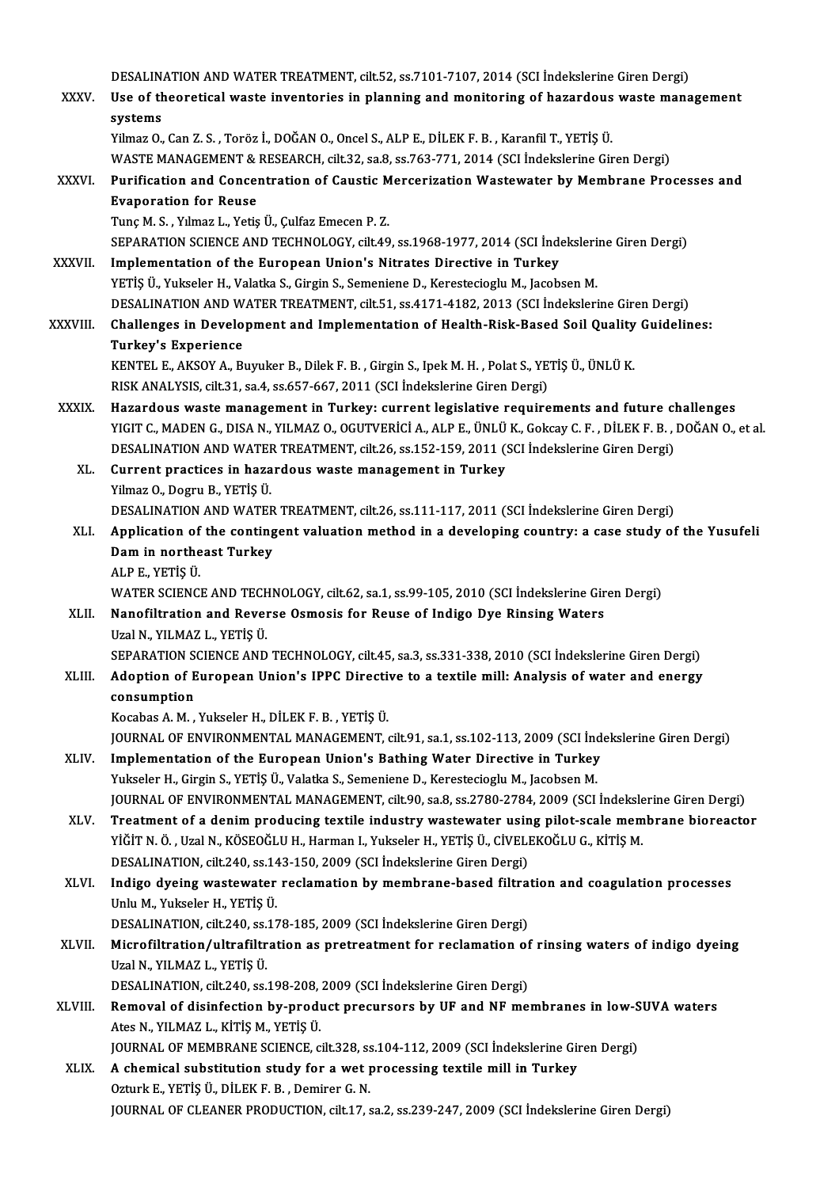DESALINATION AND WATER TREATMENT, cilt.52, ss.7101-7107, 2014 (SCI İndekslerine Giren Dergi)

XXXV. **Use of theoretical waste inventories in planning and monitoring of hazardous waste management systems**
Yilmaz O., Can Z. S. , Toröz İ., DOĞAN O., Oncel S., ALP E., DİLEK F. B. , Karanfil T., YETİŞ Ü.
WASTE MANAGEMENT & RESEARCH, cilt.32, sa.8, ss.763-771, 2014 (SCI İndekslerine Giren Dergi)

XXXVI. **Purification and Concentration of Caustic Mercerization Wastewater by Membrane Processes and Evaporation for Reuse**
Tunç M. S. , Yılmaz L., Yetiş Ü., Çulfaz Emecen P. Z.
SEPARATION SCIENCE AND TECHNOLOGY, cilt.49, ss.1968-1977, 2014 (SCI İndekslerine Giren Dergi)

XXXVII. **Implementation of the European Union's Nitrates Directive in Turkey**
YETİŞ Ü., Yukseler H., Valatka S., Girgin S., Semeniene D., Kerestecioglu M., Jacobsen M.
DESALINATION AND WATER TREATMENT, cilt.51, ss.4171-4182, 2013 (SCI İndekslerine Giren Dergi)

XXXVIII. **Challenges in Development and Implementation of Health-Risk-Based Soil Quality Guidelines: Turkey's Experience**
KENTEL E., AKSOY A., Buyuker B., Dilek F. B. , Girgin S., Ipek M. H. , Polat S., YETİŞ Ü., ÜNLÜ K.
RISK ANALYSIS, cilt.31, sa.4, ss.657-667, 2011 (SCI İndekslerine Giren Dergi)

XXXIX. **Hazardous waste management in Turkey: current legislative requirements and future challenges**
YIGIT C., MADEN G., DISA N., YILMAZ O., OGUTVERİCİ A., ALP E., ÜNLÜ K., Gokcay C. F. , DİLEK F. B. , DOĞAN O., et al.
DESALINATION AND WATER TREATMENT, cilt.26, ss.152-159, 2011 (SCI İndekslerine Giren Dergi)

XL. **Current practices in hazardous waste management in Turkey**
Yilmaz O., Dogru B., YETİŞ Ü.
DESALINATION AND WATER TREATMENT, cilt.26, ss.111-117, 2011 (SCI İndekslerine Giren Dergi)

XLI. **Application of the contingent valuation method in a developing country: a case study of the Yusufeli Dam in northeast Turkey**
ALP E., YETİŞ Ü.
WATER SCIENCE AND TECHNOLOGY, cilt.62, sa.1, ss.99-105, 2010 (SCI İndekslerine Giren Dergi)

XLII. **Nanofiltration and Reverse Osmosis for Reuse of Indigo Dye Rinsing Waters**
Uzal N., YILMAZ L., YETİŞ Ü.
SEPARATION SCIENCE AND TECHNOLOGY, cilt.45, sa.3, ss.331-338, 2010 (SCI İndekslerine Giren Dergi)

XLIII. **Adoption of European Union's IPPC Directive to a textile mill: Analysis of water and energy consumption**
Kocabas A. M. , Yukseler H., DİLEK F. B. , YETİŞ Ü.
JOURNAL OF ENVIRONMENTAL MANAGEMENT, cilt.91, sa.1, ss.102-113, 2009 (SCI İndekslerine Giren Dergi)

XLIV. **Implementation of the European Union's Bathing Water Directive in Turkey**
Yukseler H., Girgin S., YETİŞ Ü., Valatka S., Semeniene D., Kerestecioglu M., Jacobsen M.
JOURNAL OF ENVIRONMENTAL MANAGEMENT, cilt.90, sa.8, ss.2780-2784, 2009 (SCI İndekslerine Giren Dergi)

XLV. **Treatment of a denim producing textile industry wastewater using pilot-scale membrane bioreactor**
YİĞİT N. Ö. , Uzal N., KÖSEOĞLU H., Harman I., Yukseler H., YETİŞ Ü., CİVELEKOĞLU G., KİTİŞ M.
DESALINATION, cilt.240, ss.143-150, 2009 (SCI İndekslerine Giren Dergi)

XLVI. **Indigo dyeing wastewater reclamation by membrane-based filtration and coagulation processes**
Unlu M., Yukseler H., YETİŞ Ü.
DESALINATION, cilt.240, ss.178-185, 2009 (SCI İndekslerine Giren Dergi)

XLVII. **Microfiltration/ultrafiltration as pretreatment for reclamation of rinsing waters of indigo dyeing**
Uzal N., YILMAZ L., YETİŞ Ü.
DESALINATION, cilt.240, ss.198-208, 2009 (SCI İndekslerine Giren Dergi)

XLVIII. **Removal of disinfection by-product precursors by UF and NF membranes in low-SUVA waters**
Ates N., YILMAZ L., KİTİŞ M., YETİŞ Ü.
JOURNAL OF MEMBRANE SCIENCE, cilt.328, ss.104-112, 2009 (SCI İndekslerine Giren Dergi)

XLIX. **A chemical substitution study for a wet processing textile mill in Turkey**
Ozturk E., YETİŞ Ü., DİLEK F. B. , Demirer G. N.
JOURNAL OF CLEANER PRODUCTION, cilt.17, sa.2, ss.239-247, 2009 (SCI İndekslerine Giren Dergi)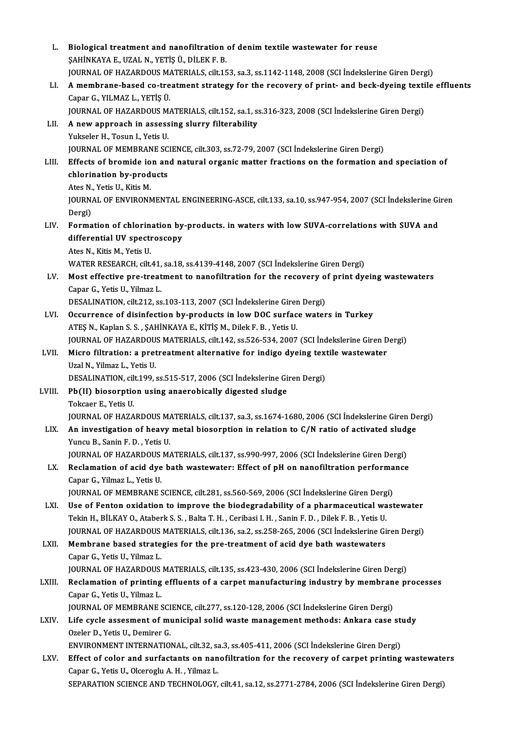L. **Biological treatment and nanofiltration of denim textile wastewater for reuse**
ŞAHİNKAYA E., UZAL N., YETİŞ Ü., DİLEK F. B.
JOURNAL OF HAZARDOUS MATERIALS, cilt.153, sa.3, ss.1142-1148, 2008 (SCI İndekslerine Giren Dergi)

LI. **A membrane-based co-treatment strategy for the recovery of print- and beck-dyeing textile effluents**
Capar G., YILMAZ L., YETİŞ Ü.
JOURNAL OF HAZARDOUS MATERIALS, cilt.152, sa.1, ss.316-323, 2008 (SCI İndekslerine Giren Dergi)

LII. **A new approach in assessing slurry filterability**
Yukseler H., Tosun I., Yetis U.
JOURNAL OF MEMBRANE SCIENCE, cilt.303, ss.72-79, 2007 (SCI İndekslerine Giren Dergi)

LIII. **Effects of bromide ion and natural organic matter fractions on the formation and speciation of chlorination by-products**
Ates N., Yetis U., Kitis M.
JOURNAL OF ENVIRONMENTAL ENGINEERING-ASCE, cilt.133, sa.10, ss.947-954, 2007 (SCI İndekslerine Giren Dergi)

LIV. **Formation of chlorination by-products. in waters with low SUVA-correlations with SUVA and differential UV spectroscopy**
Ates N., Kitis M., Yetis U.
WATER RESEARCH, cilt.41, sa.18, ss.4139-4148, 2007 (SCI İndekslerine Giren Dergi)

LV. **Most effective pre-treatment to nanofiltration for the recovery of print dyeing wastewaters**
Capar G., Yetis U., Yilmaz L.
DESALINATION, cilt.212, ss.103-113, 2007 (SCI İndekslerine Giren Dergi)

LVI. **Occurrence of disinfection by-products in low DOC surface waters in Turkey**
ATEŞ N., Kaplan S. S. , ŞAHİNKAYA E., KİTİŞ M., Dilek F. B. , Yetis U.
JOURNAL OF HAZARDOUS MATERIALS, cilt.142, ss.526-534, 2007 (SCI İndekslerine Giren Dergi)

LVII. **Micro filtration: a pretreatment alternative for indigo dyeing textile wastewater**
Uzal N., Yilmaz L., Yetis U.
DESALINATION, cilt.199, ss.515-517, 2006 (SCI İndekslerine Giren Dergi)

LVIII. **Pb(II) biosorption using anaerobically digested sludge**
Tokcaer E., Yetis U.
JOURNAL OF HAZARDOUS MATERIALS, cilt.137, sa.3, ss.1674-1680, 2006 (SCI İndekslerine Giren Dergi)

LIX. **An investigation of heavy metal biosorption in relation to C/N ratio of activated sludge**
Yuncu B., Sanin F. D. , Yetis U.
JOURNAL OF HAZARDOUS MATERIALS, cilt.137, ss.990-997, 2006 (SCI İndekslerine Giren Dergi)

LX. **Reclamation of acid dye bath wastewater: Effect of pH on nanofiltration performance**
Capar G., Yilmaz L., Yetis U.
JOURNAL OF MEMBRANE SCIENCE, cilt.281, ss.560-569, 2006 (SCI İndekslerine Giren Dergi)

LXI. **Use of Fenton oxidation to improve the biodegradability of a pharmaceutical wastewater**
Tekin H., BİLKAY O., Ataberk S. S. , Balta T. H. , Ceribasi I. H. , Sanin F. D. , Dilek F. B. , Yetis U.
JOURNAL OF HAZARDOUS MATERIALS, cilt.136, sa.2, ss.258-265, 2006 (SCI İndekslerine Giren Dergi)

LXII. **Membrane based strategies for the pre-treatment of acid dye bath wastewaters**
Capar G., Yetis U., Yilmaz L.
JOURNAL OF HAZARDOUS MATERIALS, cilt.135, ss.423-430, 2006 (SCI İndekslerine Giren Dergi)

LXIII. **Reclamation of printing effluents of a carpet manufacturing industry by membrane processes**
Capar G., Yetis U., Yilmaz L.
JOURNAL OF MEMBRANE SCIENCE, cilt.277, ss.120-128, 2006 (SCI İndekslerine Giren Dergi)

LXIV. **Life cycle assesment of municipal solid waste management methods: Ankara case study**
Ozeler D., Yetis U., Demirer G.
ENVIRONMENT INTERNATIONAL, cilt.32, sa.3, ss.405-411, 2006 (SCI İndekslerine Giren Dergi)

LXV. **Effect of color and surfactants on nanofiltration for the recovery of carpet printing wastewaters**
Capar G., Yetis U., Olceroglu A. H. , Yilmaz L.
SEPARATION SCIENCE AND TECHNOLOGY, cilt.41, sa.12, ss.2771-2784, 2006 (SCI İndekslerine Giren Dergi)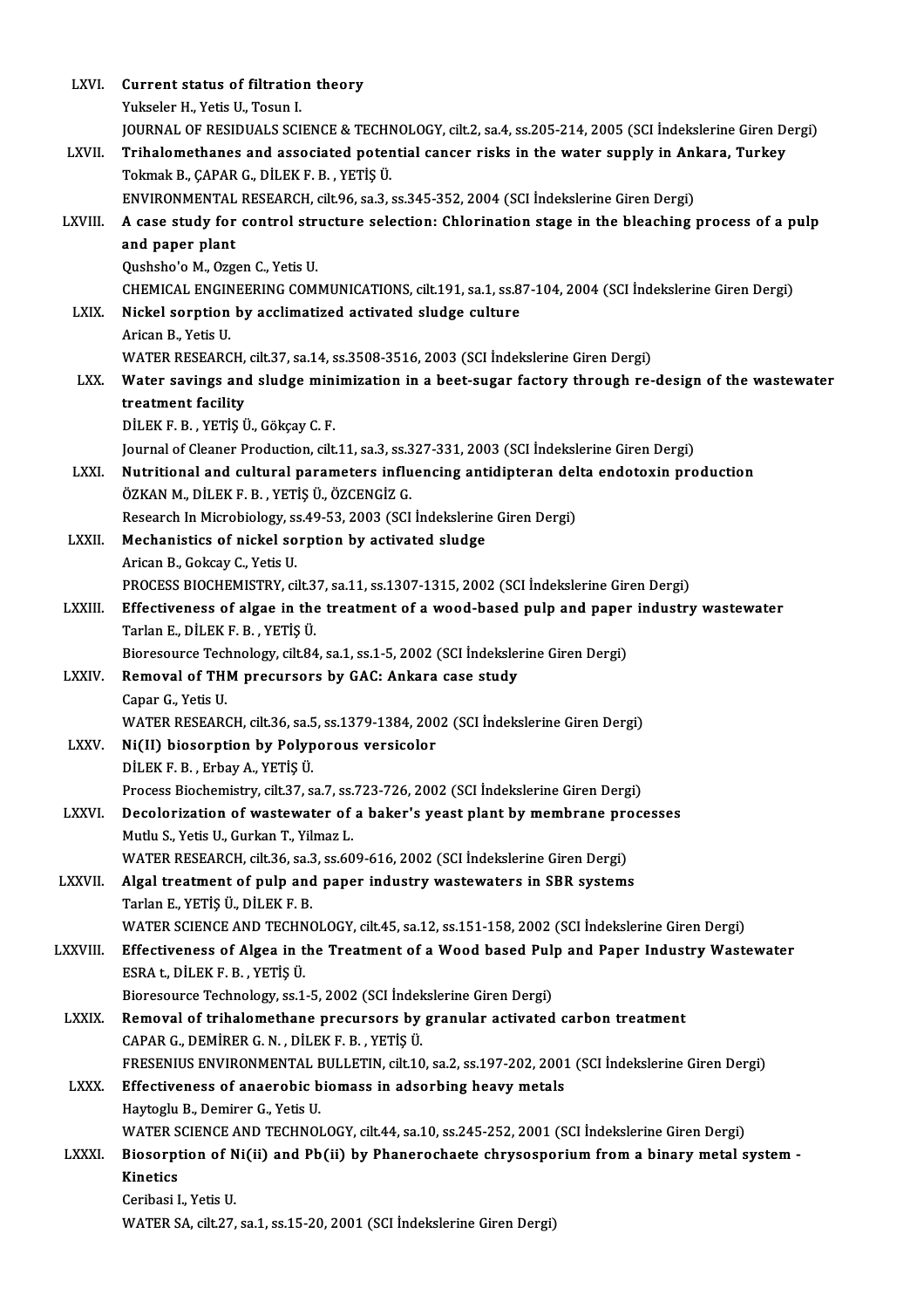LXVI. **Current status of filtration theory**
Yukseler H., Yetis U., Tosun I.
JOURNAL OF RESIDUALS SCIENCE & TECHNOLOGY, cilt.2, sa.4, ss.205-214, 2005 (SCI İndekslerine Giren Dergi)

LXVII. **Trihalomethanes and associated potential cancer risks in the water supply in Ankara, Turkey**
Tokmak B., ÇAPAR G., DİLEK F. B. , YETİŞ Ü.
ENVIRONMENTAL RESEARCH, cilt.96, sa.3, ss.345-352, 2004 (SCI İndekslerine Giren Dergi)

LXVIII. **A case study for control structure selection: Chlorination stage in the bleaching process of a pulp and paper plant**
Qushsho'o M., Ozgen C., Yetis U.
CHEMICAL ENGINEERING COMMUNICATIONS, cilt.191, sa.1, ss.87-104, 2004 (SCI İndekslerine Giren Dergi)

LXIX. **Nickel sorption by acclimatized activated sludge culture**
Arican B., Yetis U.
WATER RESEARCH, cilt.37, sa.14, ss.3508-3516, 2003 (SCI İndekslerine Giren Dergi)

LXX. **Water savings and sludge minimization in a beet-sugar factory through re-design of the wastewater treatment facility**
DİLEK F. B. , YETİŞ Ü., Gökçay C. F.
Journal of Cleaner Production, cilt.11, sa.3, ss.327-331, 2003 (SCI İndekslerine Giren Dergi)

LXXI. **Nutritional and cultural parameters influencing antidipteran delta endotoxin production**
ÖZKAN M., DİLEK F. B. , YETİŞ Ü., ÖZCENGİZ G.
Research In Microbiology, ss.49-53, 2003 (SCI İndekslerine Giren Dergi)

LXXII. **Mechanistics of nickel sorption by activated sludge**
Arican B., Gokcay C., Yetis U.
PROCESS BIOCHEMISTRY, cilt.37, sa.11, ss.1307-1315, 2002 (SCI İndekslerine Giren Dergi)

LXXIII. **Effectiveness of algae in the treatment of a wood-based pulp and paper industry wastewater**
Tarlan E., DİLEK F. B. , YETİŞ Ü.
Bioresource Technology, cilt.84, sa.1, ss.1-5, 2002 (SCI İndekslerine Giren Dergi)

LXXIV. **Removal of THM precursors by GAC: Ankara case study**
Capar G., Yetis U.
WATER RESEARCH, cilt.36, sa.5, ss.1379-1384, 2002 (SCI İndekslerine Giren Dergi)

LXXV. **Ni(II) biosorption by Polyporous versicolor**
DİLEK F. B. , Erbay A., YETİŞ Ü.
Process Biochemistry, cilt.37, sa.7, ss.723-726, 2002 (SCI İndekslerine Giren Dergi)

LXXVI. **Decolorization of wastewater of a baker's yeast plant by membrane processes**
Mutlu S., Yetis U., Gurkan T., Yilmaz L.
WATER RESEARCH, cilt.36, sa.3, ss.609-616, 2002 (SCI İndekslerine Giren Dergi)

LXXVII. **Algal treatment of pulp and paper industry wastewaters in SBR systems**
Tarlan E., YETİŞ Ü., DİLEK F. B.
WATER SCIENCE AND TECHNOLOGY, cilt.45, sa.12, ss.151-158, 2002 (SCI İndekslerine Giren Dergi)

LXXVIII. **Effectiveness of Algea in the Treatment of a Wood based Pulp and Paper Industry Wastewater**
ESRA t., DİLEK F. B. , YETİŞ Ü.
Bioresource Technology, ss.1-5, 2002 (SCI İndekslerine Giren Dergi)

LXXIX. **Removal of trihalomethane precursors by granular activated carbon treatment**
CAPAR G., DEMİRER G. N. , DİLEK F. B. , YETİŞ Ü.
FRESENIUS ENVIRONMENTAL BULLETIN, cilt.10, sa.2, ss.197-202, 2001 (SCI İndekslerine Giren Dergi)

LXXX. **Effectiveness of anaerobic biomass in adsorbing heavy metals**
Haytoglu B., Demirer G., Yetis U.
WATER SCIENCE AND TECHNOLOGY, cilt.44, sa.10, ss.245-252, 2001 (SCI İndekslerine Giren Dergi)

LXXXI. **Biosorption of Ni(ii) and Pb(ii) by Phanerochaete chrysosporium from a binary metal system - Kinetics**
Ceribasi I., Yetis U.
WATER SA, cilt.27, sa.1, ss.15-20, 2001 (SCI İndekslerine Giren Dergi)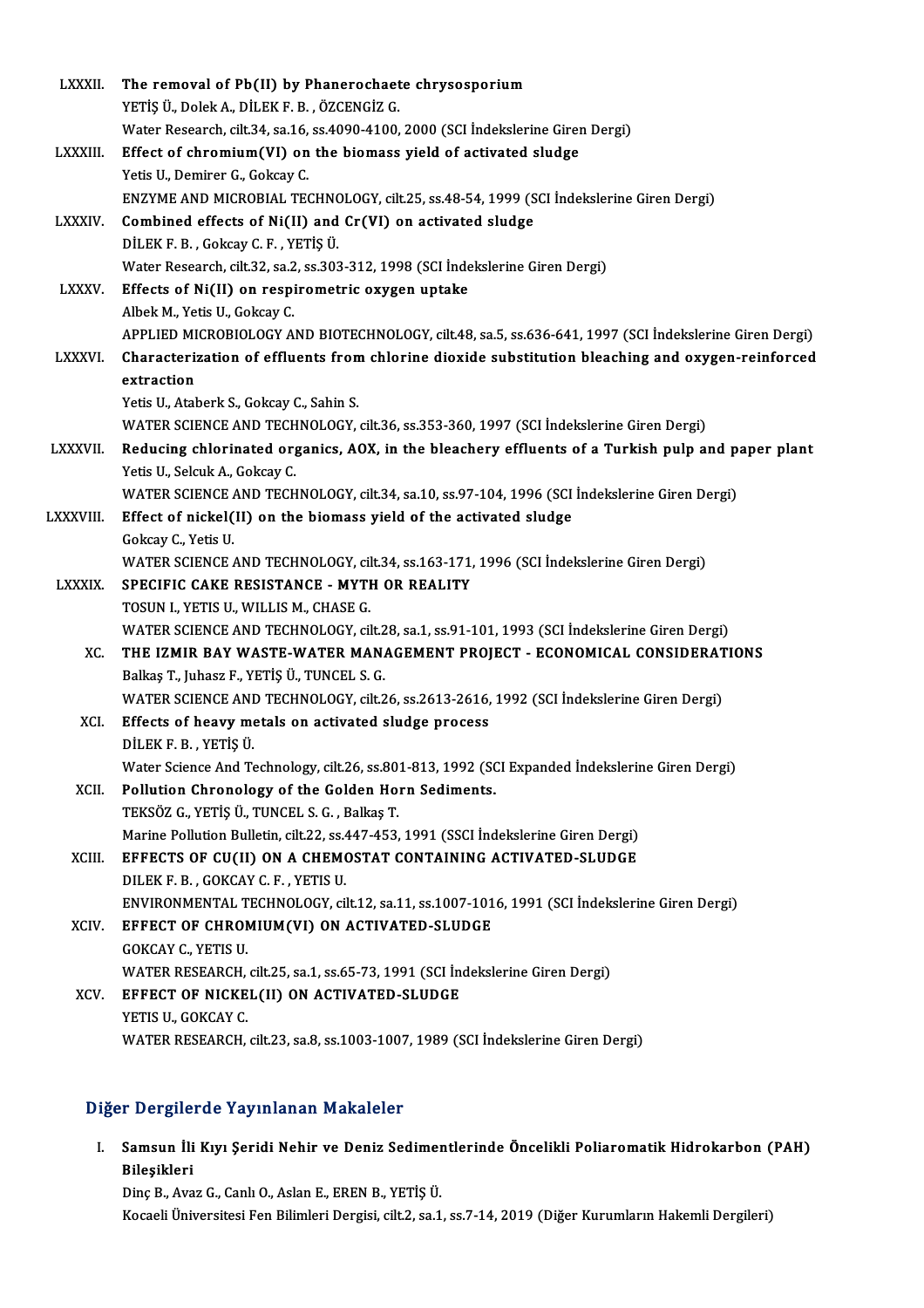LXXXII. **The removal of Pb(II) by Phanerochaete chrysosporium**
YETİŞ Ü., Dolek A., DİLEK F. B. , ÖZCENGİZ G.
Water Research, cilt.34, sa.16, ss.4090-4100, 2000 (SCI İndekslerine Giren Dergi)

LXXXIII. **Effect of chromium(VI) on the biomass yield of activated sludge**
Yetis U., Demirer G., Gokcay C.
ENZYME AND MICROBIAL TECHNOLOGY, cilt.25, ss.48-54, 1999 (SCI İndekslerine Giren Dergi)

LXXXIV. **Combined effects of Ni(II) and Cr(VI) on activated sludge**
DİLEK F. B. , Gokcay C. F. , YETİŞ Ü.
Water Research, cilt.32, sa.2, ss.303-312, 1998 (SCI İndekslerine Giren Dergi)

LXXXV. **Effects of Ni(II) on respirometric oxygen uptake**
Albek M., Yetis U., Gokcay C.
APPLIED MICROBIOLOGY AND BIOTECHNOLOGY, cilt.48, sa.5, ss.636-641, 1997 (SCI İndekslerine Giren Dergi)

LXXXVI. **Characterization of effluents from chlorine dioxide substitution bleaching and oxygen-reinforced extraction**
Yetis U., Ataberk S., Gokcay C., Sahin S.
WATER SCIENCE AND TECHNOLOGY, cilt.36, ss.353-360, 1997 (SCI İndekslerine Giren Dergi)

LXXXVII. **Reducing chlorinated organics, AOX, in the bleachery effluents of a Turkish pulp and paper plant**
Yetis U., Selcuk A., Gokcay C.
WATER SCIENCE AND TECHNOLOGY, cilt.34, sa.10, ss.97-104, 1996 (SCI İndekslerine Giren Dergi)

LXXXVIII. **Effect of nickel(II) on the biomass yield of the activated sludge**
Gokcay C., Yetis U.
WATER SCIENCE AND TECHNOLOGY, cilt.34, ss.163-171, 1996 (SCI İndekslerine Giren Dergi)

LXXXIX. **SPECIFIC CAKE RESISTANCE - MYTH OR REALITY**
TOSUN I., YETIS U., WILLIS M., CHASE G.
WATER SCIENCE AND TECHNOLOGY, cilt.28, sa.1, ss.91-101, 1993 (SCI İndekslerine Giren Dergi)

XC. **THE IZMIR BAY WASTE-WATER MANAGEMENT PROJECT - ECONOMICAL CONSIDERATIONS**
Balkaş T., Juhasz F., YETİŞ Ü., TUNCEL S. G.
WATER SCIENCE AND TECHNOLOGY, cilt.26, ss.2613-2616, 1992 (SCI İndekslerine Giren Dergi)

XCI. **Effects of heavy metals on activated sludge process**
DİLEK F. B. , YETİŞ Ü.
Water Science And Technology, cilt.26, ss.801-813, 1992 (SCI Expanded İndekslerine Giren Dergi)

XCII. **Pollution Chronology of the Golden Horn Sediments.**
TEKSÖZ G., YETİŞ Ü., TUNCEL S. G. , Balkaş T.
Marine Pollution Bulletin, cilt.22, ss.447-453, 1991 (SSCI İndekslerine Giren Dergi)

XCIII. **EFFECTS OF CU(II) ON A CHEMOSTAT CONTAINING ACTIVATED-SLUDGE**
DILEK F. B. , GOKCAY C. F. , YETIS U.
ENVIRONMENTAL TECHNOLOGY, cilt.12, sa.11, ss.1007-1016, 1991 (SCI İndekslerine Giren Dergi)

XCIV. **EFFECT OF CHROMIUM(VI) ON ACTIVATED-SLUDGE**
GOKCAY C., YETIS U.
WATER RESEARCH, cilt.25, sa.1, ss.65-73, 1991 (SCI İndekslerine Giren Dergi)

XCV. **EFFECT OF NICKEL(II) ON ACTIVATED-SLUDGE**
YETIS U., GOKCAY C.
WATER RESEARCH, cilt.23, sa.8, ss.1003-1007, 1989 (SCI İndekslerine Giren Dergi)

## Diğer Dergilerde Yayınlanan Makaleler

I. **Samsun İli Kıyı Şeridi Nehir ve Deniz Sedimentlerinde Öncelikli Poliaromatik Hidrokarbon (PAH) Bileşikleri**
Dinç B., Avaz G., Canlı O., Aslan E., EREN B., YETİŞ Ü.
Kocaeli Üniversitesi Fen Bilimleri Dergisi, cilt.2, sa.1, ss.7-14, 2019 (Diğer Kurumların Hakemli Dergileri)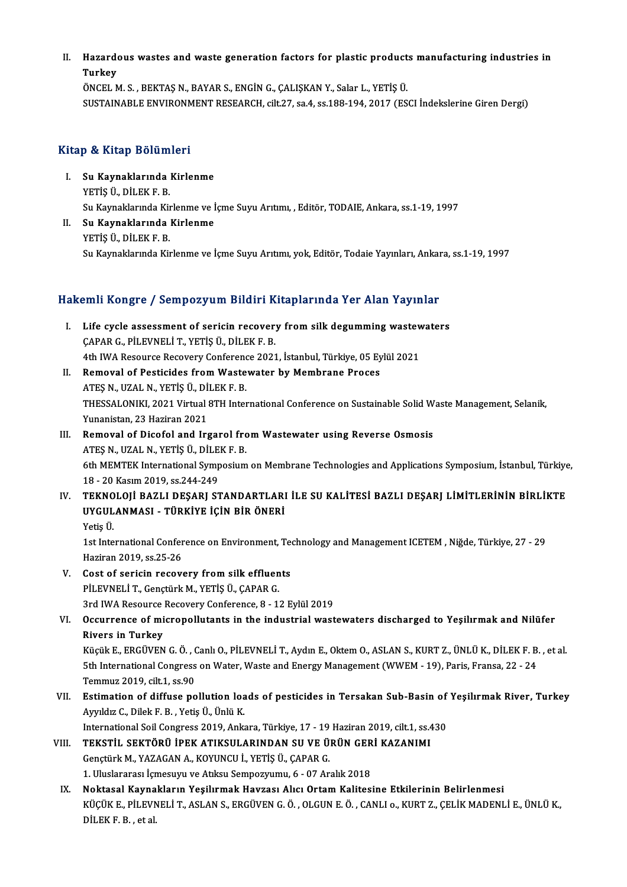II. **Hazardous wastes and waste generation factors for plastic products manufacturing industries in Turkey**
ÖNCEL M. S. , BEKTAŞ N., BAYAR S., ENGİN G., ÇALIŞKAN Y., Salar L., YETİŞ Ü.
SUSTAINABLE ENVIRONMENT RESEARCH, cilt.27, sa.4, ss.188-194, 2017 (ESCI İndekslerine Giren Dergi)

## Kitap & Kitap Bölümleri

I. **Su Kaynaklarında Kirlenme**
YETİŞ Ü., DİLEK F. B.
Su Kaynaklarında Kirlenme ve İçme Suyu Arıtımı, , Editör, TODAIE, Ankara, ss.1-19, 1997

II. **Su Kaynaklarında Kirlenme**
YETİŞ Ü., DİLEK F. B.
Su Kaynaklarında Kirlenme ve İçme Suyu Arıtımı, yok, Editör, Todaie Yayınları, Ankara, ss.1-19, 1997

## Hakemli Kongre / Sempozyum Bildiri Kitaplarında Yer Alan Yayınlar

I. **Life cycle assessment of sericin recovery from silk degumming wastewaters**
ÇAPAR G., PİLEVNELİ T., YETİŞ Ü., DİLEK F. B.
4th IWA Resource Recovery Conference 2021, İstanbul, Türkiye, 05 Eylül 2021

II. **Removal of Pesticides from Wastewater by Membrane Proces**
ATEŞ N., UZAL N., YETİŞ Ü., DİLEK F. B.
THESSALONIKI, 2021 Virtual 8TH International Conference on Sustainable Solid Waste Management, Selanik, Yunanistan, 23 Haziran 2021

III. **Removal of Dicofol and Irgarol from Wastewater using Reverse Osmosis**
ATEŞ N., UZAL N., YETİŞ Ü., DİLEK F. B.
6th MEMTEK International Symposium on Membrane Technologies and Applications Symposium, İstanbul, Türkiye, 18 - 20 Kasım 2019, ss.244-249

IV. **TEKNOLOJİ BAZLI DEŞARJ STANDARTLARI İLE SU KALİTESİ BAZLI DEŞARJ LİMİTLERİNİN BİRLİKTE UYGULANMASI - TÜRKİYE İÇİN BİR ÖNERİ**
Yetiş Ü.
1st International Conference on Environment, Technology and Management ICETEM , Niğde, Türkiye, 27 - 29 Haziran 2019, ss.25-26

V. **Cost of sericin recovery from silk effluents**
PİLEVNELİ T., Gençtürk M., YETİŞ Ü., ÇAPAR G.
3rd IWA Resource Recovery Conference, 8 - 12 Eylül 2019

VI. **Occurrence of micropollutants in the industrial wastewaters discharged to Yeşilırmak and Nilüfer Rivers in Turkey**
Küçük E., ERGÜVEN G. Ö. , Canlı O., PİLEVNELİ T., Aydın E., Oktem O., ASLAN S., KURT Z., ÜNLÜ K., DİLEK F. B. , et al.
5th International Congress on Water, Waste and Energy Management (WWEM - 19), Paris, Fransa, 22 - 24 Temmuz 2019, cilt.1, ss.90

VII. **Estimation of diffuse pollution loads of pesticides in Tersakan Sub-Basin of Yeşilırmak River, Turkey**
Ayyıldız C., Dilek F. B. , Yetiş Ü., Ünlü K.
International Soil Congress 2019, Ankara, Türkiye, 17 - 19 Haziran 2019, cilt.1, ss.430

VIII. **TEKSTİL SEKTÖRÜ İPEK ATIKSULARINDAN SU VE ÜRÜN GERİ KAZANIMI**
Gençtürk M., YAZAGAN A., KOYUNCU İ., YETİŞ Ü., ÇAPAR G.
1. Uluslararası İçmesuyu ve Atıksu Sempozyumu, 6 - 07 Aralık 2018

IX. **Noktasal Kaynakların Yeşilırmak Havzası Alıcı Ortam Kalitesine Etkilerinin Belirlenmesi**
KÜÇÜK E., PİLEVNELİ T., ASLAN S., ERGÜVEN G. Ö. , OLGUN E. Ö. , CANLI o., KURT Z., ÇELİK MADENLİ E., ÜNLÜ K., DİLEK F. B. , et al.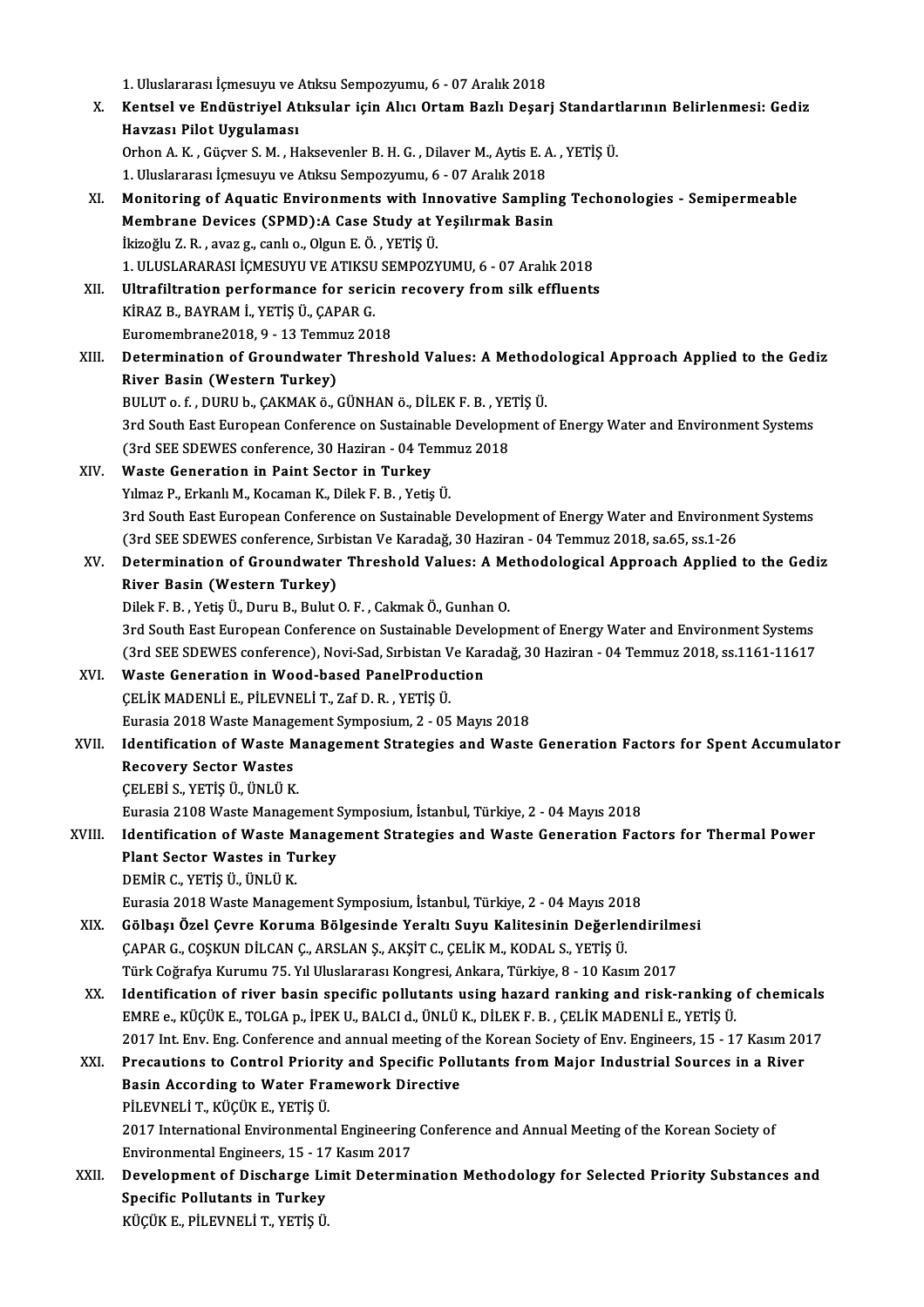1. Uluslararası İçmesuyu ve Atıksu Sempozyumu, 6 - 07 Aralık 2018

X. **Kentsel ve Endüstriyel Atıksular için Alıcı Ortam Bazlı Deşarj Standartlarının Belirlenmesi: Gediz Havzası Pilot Uygulaması**
   Orhon A. K. , Güçver S. M. , Haksevenler B. H. G. , Dilaver M., Aytis E. A. , YETİŞ Ü.
   1. Uluslararası İçmesuyu ve Atıksu Sempozyumu, 6 - 07 Aralık 2018

XI. **Monitoring of Aquatic Environments with Innovative Sampling Techonologies - Semipermeable Membrane Devices (SPMD):A Case Study at Yeşilırmak Basin**
   İkizoğlu Z. R. , avaz g., canlı o., Olgun E. Ö. , YETİŞ Ü.
   1. ULUSLARARASI İÇMESUYU VE ATIKSU SEMPOZYUMU, 6 - 07 Aralık 2018

XII. **Ultrafiltration performance for sericin recovery from silk effluents**
   KİRAZ B., BAYRAM İ., YETİŞ Ü., ÇAPAR G.
   Euromembrane2018, 9 - 13 Temmuz 2018

XIII. **Determination of Groundwater Threshold Values: A Methodological Approach Applied to the Gediz River Basin (Western Turkey)**
   BULUT o. f. , DURU b., ÇAKMAK ö., GÜNHAN ö., DİLEK F. B. , YETİŞ Ü.
   3rd South East European Conference on Sustainable Development of Energy Water and Environment Systems (3rd SEE SDEWES conference, 30 Haziran - 04 Temmuz 2018

XIV. **Waste Generation in Paint Sector in Turkey**
   Yılmaz P., Erkanlı M., Kocaman K., Dilek F. B. , Yetiş Ü.
   3rd South East European Conference on Sustainable Development of Energy Water and Environment Systems (3rd SEE SDEWES conference, Sırbistan Ve Karadağ, 30 Haziran - 04 Temmuz 2018, sa.65, ss.1-26

XV. **Determination of Groundwater Threshold Values: A Methodological Approach Applied to the Gediz River Basin (Western Turkey)**
   Dilek F. B. , Yetiş Ü., Duru B., Bulut O. F. , Cakmak Ö., Gunhan O.
   3rd South East European Conference on Sustainable Development of Energy Water and Environment Systems (3rd SEE SDEWES conference), Novi-Sad, Sırbistan Ve Karadağ, 30 Haziran - 04 Temmuz 2018, ss.1161-11617

XVI. **Waste Generation in Wood-based PanelProduction**
   ÇELİK MADENLİ E., PİLEVNELİ T., Zaf D. R. , YETİŞ Ü.
   Eurasia 2018 Waste Management Symposium, 2 - 05 Mayıs 2018

XVII. **Identification of Waste Management Strategies and Waste Generation Factors for Spent Accumulator Recovery Sector Wastes**
   ÇELEBİ S., YETİŞ Ü., ÜNLÜ K.
   Eurasia 2108 Waste Management Symposium, İstanbul, Türkiye, 2 - 04 Mayıs 2018

XVIII. **Identification of Waste Management Strategies and Waste Generation Factors for Thermal Power Plant Sector Wastes in Turkey**
   DEMİR C., YETİŞ Ü., ÜNLÜ K.
   Eurasia 2018 Waste Management Symposium, İstanbul, Türkiye, 2 - 04 Mayıs 2018

XIX. **Gölbaşı Özel Çevre Koruma Bölgesinde Yeraltı Suyu Kalitesinin Değerlendirilmesi**
   ÇAPAR G., COŞKUN DİLCAN Ç., ARSLAN Ş., AKŞİT C., ÇELİK M., KODAL S., YETİŞ Ü.
   Türk Coğrafya Kurumu 75. Yıl Uluslararası Kongresi, Ankara, Türkiye, 8 - 10 Kasım 2017

XX. **Identification of river basin specific pollutants using hazard ranking and risk-ranking of chemicals**
   EMRE e., KÜÇÜK E., TOLGA p., İPEK U., BALCI d., ÜNLÜ K., DİLEK F. B. , ÇELİK MADENLİ E., YETİŞ Ü.
   2017 Int. Env. Eng. Conference and annual meeting of the Korean Society of Env. Engineers, 15 - 17 Kasım 2017

XXI. **Precautions to Control Priority and Specific Pollutants from Major Industrial Sources in a River Basin According to Water Framework Directive**
   PİLEVNELİ T., KÜÇÜK E., YETİŞ Ü.
   2017 International Environmental Engineering Conference and Annual Meeting of the Korean Society of Environmental Engineers, 15 - 17 Kasım 2017

XXII. **Development of Discharge Limit Determination Methodology for Selected Priority Substances and Specific Pollutants in Turkey**
   KÜÇÜK E., PİLEVNELİ T., YETİŞ Ü.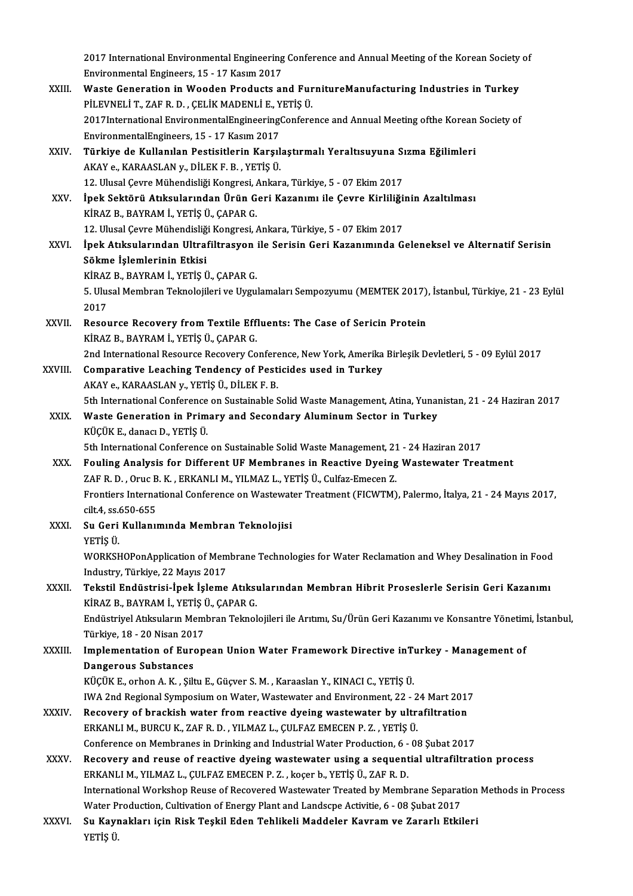2017 International Environmental Engineering Conference and Annual Meeting of the Korean Society of Environmental Engineers, 15 - 17 Kasım 2017

XXIII. **Waste Generation in Wooden Products and FurnitureManufacturing Industries in Turkey**
PİLEVNELİ T., ZAF R. D. , ÇELİK MADENLİ E., YETİŞ Ü.
2017International EnvironmentalEngineeringConference and Annual Meeting ofthe Korean Society of EnvironmentalEngineers, 15 - 17 Kasım 2017

XXIV. **Türkiye de Kullanılan Pestisitlerin Karşılaştırmalı Yeraltısuyuna Sızma Eğilimleri**
AKAY e., KARAASLAN y., DİLEK F. B. , YETİŞ Ü.
12. Ulusal Çevre Mühendisliği Kongresi, Ankara, Türkiye, 5 - 07 Ekim 2017

XXV. **İpek Sektörü Atıksularından Ürün Geri Kazanımı ile Çevre Kirliliğinin Azaltılması**
KİRAZ B., BAYRAM İ., YETİŞ Ü., ÇAPAR G.
12. Ulusal Çevre Mühendisliği Kongresi, Ankara, Türkiye, 5 - 07 Ekim 2017

XXVI. **İpek Atıksularından Ultrafiltrasyon ile Serisin Geri Kazanımında Geleneksel ve Alternatif Serisin Sökme İşlemlerinin Etkisi**
KİRAZ B., BAYRAM İ., YETİŞ Ü., ÇAPAR G.
5. Ulusal Membran Teknolojileri ve Uygulamaları Sempozyumu (MEMTEK 2017), İstanbul, Türkiye, 21 - 23 Eylül 2017

XXVII. **Resource Recovery from Textile Effluents: The Case of Sericin Protein**
KİRAZ B., BAYRAM İ., YETİŞ Ü., ÇAPAR G.
2nd International Resource Recovery Conference, New York, Amerika Birleşik Devletleri, 5 - 09 Eylül 2017

XXVIII. **Comparative Leaching Tendency of Pesticides used in Turkey**
AKAY e., KARAASLAN y., YETİŞ Ü., DİLEK F. B.
5th International Conference on Sustainable Solid Waste Management, Atina, Yunanistan, 21 - 24 Haziran 2017

XXIX. **Waste Generation in Primary and Secondary Aluminum Sector in Turkey**
KÜÇÜK E., danacı D., YETİŞ Ü.
5th International Conference on Sustainable Solid Waste Management, 21 - 24 Haziran 2017

XXX. **Fouling Analysis for Different UF Membranes in Reactive Dyeing Wastewater Treatment**
ZAF R. D. , Oruc B. K. , ERKANLI M., YILMAZ L., YETİŞ Ü., Culfaz-Emecen Z.
Frontiers International Conference on Wastewater Treatment (FICWTM), Palermo, İtalya, 21 - 24 Mayıs 2017, cilt.4, ss.650-655

XXXI. **Su Geri Kullanımında Membran Teknolojisi**
YETİŞ Ü.
WORKSHOPonApplication of Membrane Technologies for Water Reclamation and Whey Desalination in Food Industry, Türkiye, 22 Mayıs 2017

XXXII. **Tekstil Endüstrisi-İpek İşleme Atıksularından Membran Hibrit Proseslerle Serisin Geri Kazanımı**
KİRAZ B., BAYRAM İ., YETİŞ Ü., ÇAPAR G.
Endüstriyel Atıksuların Membran Teknolojileri ile Arıtımı, Su/Ürün Geri Kazanımı ve Konsantre Yönetimi, İstanbul, Türkiye, 18 - 20 Nisan 2017

XXXIII. **Implementation of European Union Water Framework Directive inTurkey - Management of Dangerous Substances**
KÜÇÜK E., orhon A. K. , Şiltu E., Güçver S. M. , Karaaslan Y., KINACI C., YETİŞ Ü.
IWA 2nd Regional Symposium on Water, Wastewater and Environment, 22 - 24 Mart 2017

XXXIV. **Recovery of brackish water from reactive dyeing wastewater by ultrafiltration**
ERKANLI M., BURCU K., ZAF R. D. , YILMAZ L., ÇULFAZ EMECEN P. Z. , YETİŞ Ü.
Conference on Membranes in Drinking and Industrial Water Production, 6 - 08 Şubat 2017

XXXV. **Recovery and reuse of reactive dyeing wastewater using a sequential ultrafiltration process**
ERKANLI M., YILMAZ L., ÇULFAZ EMECEN P. Z. , koçer b., YETİŞ Ü., ZAF R. D.
International Workshop Reuse of Recovered Wastewater Treated by Membrane Separation Methods in Process Water Production, Cultivation of Energy Plant and Landscpe Activitie, 6 - 08 Şubat 2017

XXXVI. **Su Kaynakları için Risk Teşkil Eden Tehlikeli Maddeler Kavram ve Zararlı Etkileri**
YETİŞ Ü.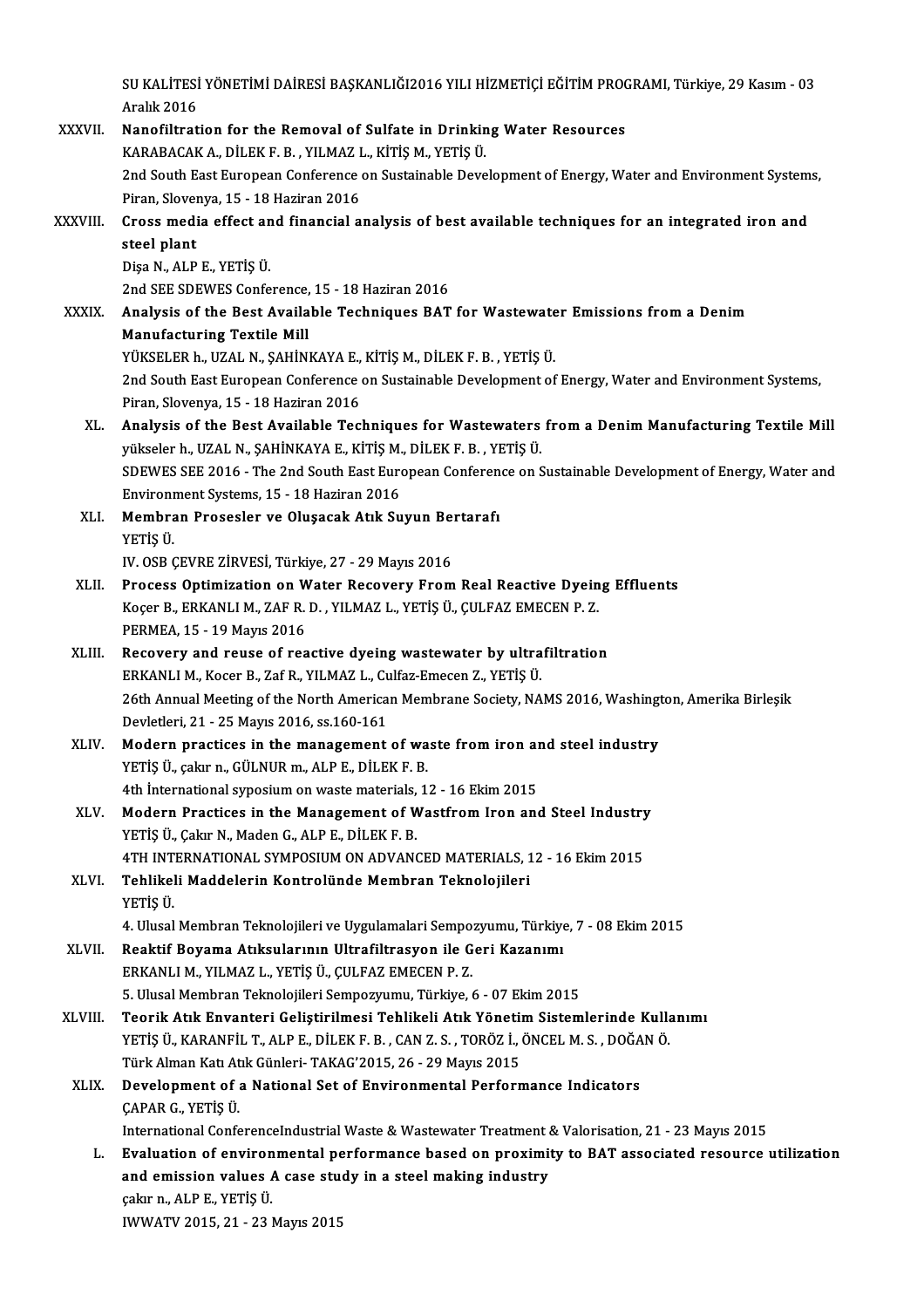SU KALİTESİ YÖNETİMİ DAİRESİ BAŞKANLIĞI2016 YILI HİZMETİÇİ EĞİTİM PROGRAMI, Türkiye, 29 Kasım - 03 Aralık 2016

XXXVII. **Nanofiltration for the Removal of Sulfate in Drinking Water Resources**
KARABACAK A., DİLEK F. B. , YILMAZ L., KİTİŞ M., YETİŞ Ü.
2nd South East European Conference on Sustainable Development of Energy, Water and Environment Systems, Piran, Slovenya, 15 - 18 Haziran 2016

XXXVIII. **Cross media effect and financial analysis of best available techniques for an integrated iron and steel plant**
Dişa N., ALP E., YETİŞ Ü.
2nd SEE SDEWES Conference, 15 - 18 Haziran 2016

XXXIX. **Analysis of the Best Available Techniques BAT for Wastewater Emissions from a Denim Manufacturing Textile Mill**
YÜKSELER h., UZAL N., ŞAHİNKAYA E., KİTİŞ M., DİLEK F. B. , YETİŞ Ü.
2nd South East European Conference on Sustainable Development of Energy, Water and Environment Systems, Piran, Slovenya, 15 - 18 Haziran 2016

XL. **Analysis of the Best Available Techniques for Wastewaters from a Denim Manufacturing Textile Mill**
yükseler h., UZAL N., ŞAHİNKAYA E., KİTİŞ M., DİLEK F. B. , YETİŞ Ü.
SDEWES SEE 2016 - The 2nd South East European Conference on Sustainable Development of Energy, Water and Environment Systems, 15 - 18 Haziran 2016

XLI. **Membran Prosesler ve Oluşacak Atık Suyun Bertarafı**
YETİŞ Ü.
IV. OSB ÇEVRE ZİRVESİ, Türkiye, 27 - 29 Mayıs 2016

XLII. **Process Optimization on Water Recovery From Real Reactive Dyeing Effluents**
Koçer B., ERKANLI M., ZAF R. D. , YILMAZ L., YETİŞ Ü., ÇULFAZ EMECEN P. Z.
PERMEA, 15 - 19 Mayıs 2016

XLIII. **Recovery and reuse of reactive dyeing wastewater by ultrafiltration**
ERKANLI M., Kocer B., Zaf R., YILMAZ L., Culfaz-Emecen Z., YETİŞ Ü.
26th Annual Meeting of the North American Membrane Society, NAMS 2016, Washington, Amerika Birleşik Devletleri, 21 - 25 Mayıs 2016, ss.160-161

XLIV. **Modern practices in the management of waste from iron and steel industry**
YETİŞ Ü., çakır n., GÜLNUR m., ALP E., DİLEK F. B.
4th İnternational syposium on waste materials, 12 - 16 Ekim 2015

XLV. **Modern Practices in the Management of Wastfrom Iron and Steel Industry**
YETİŞ Ü., Çakır N., Maden G., ALP E., DİLEK F. B.
4TH INTERNATIONAL SYMPOSIUM ON ADVANCED MATERIALS, 12 - 16 Ekim 2015

XLVI. **Tehlikeli Maddelerin Kontrolünde Membran Teknolojileri**
YETİŞ Ü.
4. Ulusal Membran Teknolojileri ve Uygulamalari Sempozyumu, Türkiye, 7 - 08 Ekim 2015

XLVII. **Reaktif Boyama Atıksularının Ultrafiltrasyon ile Geri Kazanımı**
ERKANLI M., YILMAZ L., YETİŞ Ü., ÇULFAZ EMECEN P. Z.
5. Ulusal Membran Teknolojileri Sempozyumu, Türkiye, 6 - 07 Ekim 2015

XLVIII. **Teorik Atık Envanteri Geliştirilmesi Tehlikeli Atık Yönetim Sistemlerinde Kullanımı**
YETİŞ Ü., KARANFİL T., ALP E., DİLEK F. B. , CAN Z. S. , TORÖZ İ., ÖNCEL M. S. , DOĞAN Ö.
Türk Alman Katı Atık Günleri- TAKAG'2015, 26 - 29 Mayıs 2015

XLIX. **Development of a National Set of Environmental Performance Indicators**
ÇAPAR G., YETİŞ Ü.
International ConferenceIndustrial Waste & Wastewater Treatment & Valorisation, 21 - 23 Mayıs 2015

L. **Evaluation of environmental performance based on proximity to BAT associated resource utilization and emission values A case study in a steel making industry**
çakır n., ALP E., YETİŞ Ü.
IWWATV 2015, 21 - 23 Mayıs 2015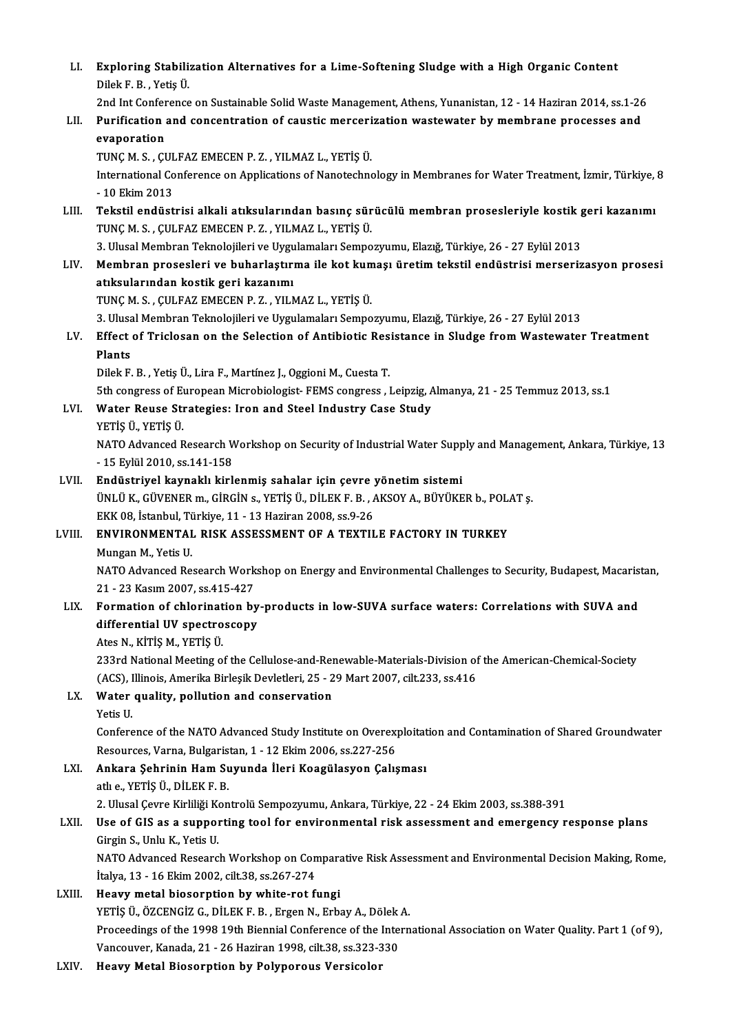LI. **Exploring Stabilization Alternatives for a Lime-Softening Sludge with a High Organic Content**
Dilek F. B. , Yetiş Ü.
2nd Int Conference on Sustainable Solid Waste Management, Athens, Yunanistan, 12 - 14 Haziran 2014, ss.1-26

LII. **Purification and concentration of caustic mercerization wastewater by membrane processes and evaporation**
TUNÇ M. S. , ÇULFAZ EMECEN P. Z. , YILMAZ L., YETİŞ Ü.
International Conference on Applications of Nanotechnology in Membranes for Water Treatment, İzmir, Türkiye, 8 - 10 Ekim 2013

LIII. **Tekstil endüstrisi alkali atıksularından basınç sürücülü membran prosesleriyle kostik geri kazanımı**
TUNÇ M. S. , ÇULFAZ EMECEN P. Z. , YILMAZ L., YETİŞ Ü.
3. Ulusal Membran Teknolojileri ve Uygulamaları Sempozyumu, Elazığ, Türkiye, 26 - 27 Eylül 2013

LIV. **Membran prosesleri ve buharlaştırma ile kot kumaşı üretim tekstil endüstrisi merserizasyon prosesi atıksularından kostik geri kazanımı**
TUNÇ M. S. , ÇULFAZ EMECEN P. Z. , YILMAZ L., YETİŞ Ü.
3. Ulusal Membran Teknolojileri ve Uygulamaları Sempozyumu, Elazığ, Türkiye, 26 - 27 Eylül 2013

LV. **Effect of Triclosan on the Selection of Antibiotic Resistance in Sludge from Wastewater Treatment Plants**
Dilek F. B. , Yetiş Ü., Lira F., Martínez J., Oggioni M., Cuesta T.
5th congress of European Microbiologist- FEMS congress , Leipzig, Almanya, 21 - 25 Temmuz 2013, ss.1

LVI. **Water Reuse Strategies: Iron and Steel Industry Case Study**
YETİŞ Ü., YETİŞ Ü.
NATO Advanced Research Workshop on Security of Industrial Water Supply and Management, Ankara, Türkiye, 13 - 15 Eylül 2010, ss.141-158

LVII. **Endüstriyel kaynaklı kirlenmiş sahalar için çevre yönetim sistemi**
ÜNLÜ K., GÜVENER m., GİRGİN s., YETİŞ Ü., DİLEK F. B. , AKSOY A., BÜYÜKER b., POLAT ş.
EKK 08, İstanbul, Türkiye, 11 - 13 Haziran 2008, ss.9-26

LVIII. **ENVIRONMENTAL RISK ASSESSMENT OF A TEXTILE FACTORY IN TURKEY**
Mungan M., Yetis U.
NATO Advanced Research Workshop on Energy and Environmental Challenges to Security, Budapest, Macaristan, 21 - 23 Kasım 2007, ss.415-427

LIX. **Formation of chlorination by-products in low-SUVA surface waters: Correlations with SUVA and differential UV spectroscopy**
Ates N., KİTİŞ M., YETİŞ Ü.
233rd National Meeting of the Cellulose-and-Renewable-Materials-Division of the American-Chemical-Society (ACS), Illinois, Amerika Birleşik Devletleri, 25 - 29 Mart 2007, cilt.233, ss.416

LX. **Water quality, pollution and conservation**
Yetis U.
Conference of the NATO Advanced Study Institute on Overexploitation and Contamination of Shared Groundwater Resources, Varna, Bulgaristan, 1 - 12 Ekim 2006, ss.227-256

LXI. **Ankara Şehrinin Ham Suyunda İleri Koagülasyon Çalışması**
atlı e., YETİŞ Ü., DİLEK F. B.
2. Ulusal Çevre Kirliliği Kontrolü Sempozyumu, Ankara, Türkiye, 22 - 24 Ekim 2003, ss.388-391

LXII. **Use of GIS as a supporting tool for environmental risk assessment and emergency response plans**
Girgin S., Unlu K., Yetis U.
NATO Advanced Research Workshop on Comparative Risk Assessment and Environmental Decision Making, Rome, İtalya, 13 - 16 Ekim 2002, cilt.38, ss.267-274

LXIII. **Heavy metal biosorption by white-rot fungi**
YETİŞ Ü., ÖZCENGİZ G., DİLEK F. B. , Ergen N., Erbay A., Dölek A.
Proceedings of the 1998 19th Biennial Conference of the International Association on Water Quality. Part 1 (of 9), Vancouver, Kanada, 21 - 26 Haziran 1998, cilt.38, ss.323-330

LXIV. **Heavy Metal Biosorption by Polyporous Versicolor**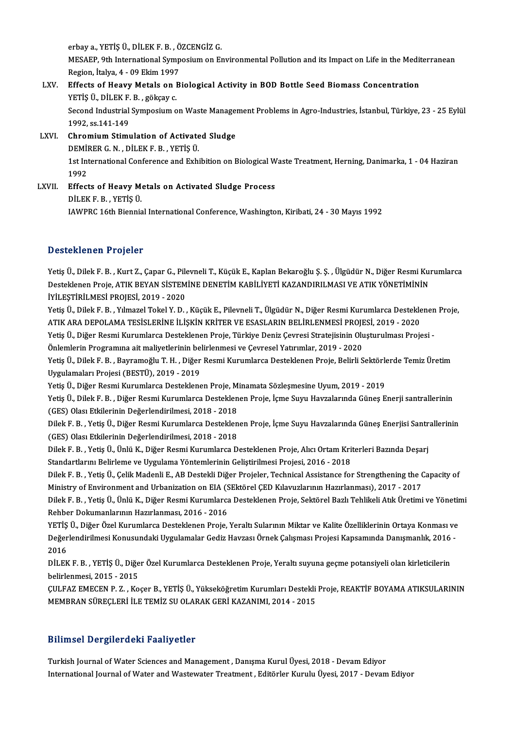erbay a., YETİŞ Ü., DİLEK F. B. , ÖZCENGİZ G.
MESAEP, 9th International Symposium on Environmental Pollution and its Impact on Life in the Mediterranean Region, İtalya, 4 - 09 Ekim 1997

LXV. **Effects of Heavy Metals on Biological Activity in BOD Bottle Seed Biomass Concentration**
YETİŞ Ü., DİLEK F. B. , gökçay c.
Second Industrial Symposium on Waste Management Problems in Agro-Industries, İstanbul, Türkiye, 23 - 25 Eylül 1992, ss.141-149

LXVI. **Chromium Stimulation of Activated Sludge**
DEMİRER G. N. , DİLEK F. B. , YETİŞ Ü.
1st International Conference and Exhibition on Biological Waste Treatment, Herning, Danimarka, 1 - 04 Haziran 1992

LXVII. **Effects of Heavy Metals on Activated Sludge Process**
DİLEK F. B. , YETİŞ Ü.
IAWPRC 16th Biennial International Conference, Washington, Kiribati, 24 - 30 Mayıs 1992

## Desteklenen Projeler

Yetiş Ü., Dilek F. B. , Kurt Z., Çapar G., Pilevneli T., Küçük E., Kaplan Bekaroğlu Ş. Ş. , Ülgüdür N., Diğer Resmi Kurumlarca Desteklenen Proje, ATIK BEYAN SİSTEMİNE DENETİM KABİLİYETİ KAZANDIRILMASI VE ATIK YÖNETİMİNİN İYİLEŞTİRİLMESİ PROJESİ, 2019 - 2020

Yetiş Ü., Dilek F. B. , Yılmazel Tokel Y. D. , Küçük E., Pilevneli T., Ülgüdür N., Diğer Resmi Kurumlarca Desteklenen Proje, ATIK ARA DEPOLAMA TESİSLERİNE İLİŞKİN KRİTER VE ESASLARIN BELİRLENMESİ PROJESİ, 2019 - 2020

Yetiş Ü., Diğer Resmi Kurumlarca Desteklenen Proje, Türkiye Deniz Çevresi Stratejisinin Oluşturulması Projesi - Önlemlerin Programına ait maliyetlerinin belirlenmesi ve Çevresel Yatırımlar, 2019 - 2020

Yetiş Ü., Dilek F. B. , Bayramoğlu T. H. , Diğer Resmi Kurumlarca Desteklenen Proje, Belirli Sektörlerde Temiz Üretim Uygulamaları Projesi (BESTÜ), 2019 - 2019

Yetiş Ü., Diğer Resmi Kurumlarca Desteklenen Proje, Minamata Sözleşmesine Uyum, 2019 - 2019

Yetiş Ü., Dilek F. B. , Diğer Resmi Kurumlarca Desteklenen Proje, İçme Suyu Havzalarında Güneş Enerji santrallerinin (GES) Olası Etkilerinin Değerlendirilmesi, 2018 - 2018

Dilek F. B. , Yetiş Ü., Diğer Resmi Kurumlarca Desteklenen Proje, İçme Suyu Havzalarında Güneş Enerjisi Santrallerinin (GES) Olası Etkilerinin Değerlendirilmesi, 2018 - 2018

Dilek F. B. , Yetiş Ü., Ünlü K., Diğer Resmi Kurumlarca Desteklenen Proje, Alıcı Ortam Kriterleri Bazında Deşarj Standartlarını Belirleme ve Uygulama Yöntemlerinin Geliştirilmesi Projesi, 2016 - 2018

Dilek F. B. , Yetiş Ü., Çelik Madenli E., AB Destekli Diğer Projeler, Technical Assistance for Strengthening the Capacity of Ministry of Environment and Urbanization on EIA (SEktörel ÇED Kılavuzlarının Hazırlanması), 2017 - 2017

Dilek F. B. , Yetiş Ü., Ünlü K., Diğer Resmi Kurumlarca Desteklenen Proje, Sektörel Bazlı Tehlikeli Atık Üretimi ve Yönetimi Rehber Dokumanlarının Hazırlanması, 2016 - 2016

YETİŞ Ü., Diğer Özel Kurumlarca Desteklenen Proje, Yeraltı Sularının Miktar ve Kalite Özelliklerinin Ortaya Konması ve Değerlendirilmesi Konusundaki Uygulamalar Gediz Havzası Örnek Çalışması Projesi Kapsamında Danışmanlık, 2016 - 2016

DİLEK F. B. , YETİŞ Ü., Diğer Özel Kurumlarca Desteklenen Proje, Yeraltı suyuna geçme potansiyeli olan kirleticilerin belirlenmesi, 2015 - 2015

ÇULFAZ EMECEN P. Z. , Koçer B., YETİŞ Ü., Yükseköğretim Kurumları Destekli Proje, REAKTİF BOYAMA ATIKSULARININ MEMBRAN SÜREÇLERİ İLE TEMİZ SU OLARAK GERİ KAZANIMI, 2014 - 2015

## Bilimsel Dergilerdeki Faaliyetler

Turkish Journal of Water Sciences and Management , Danışma Kurul Üyesi, 2018 - Devam Ediyor
International Journal of Water and Wastewater Treatment , Editörler Kurulu Üyesi, 2017 - Devam Ediyor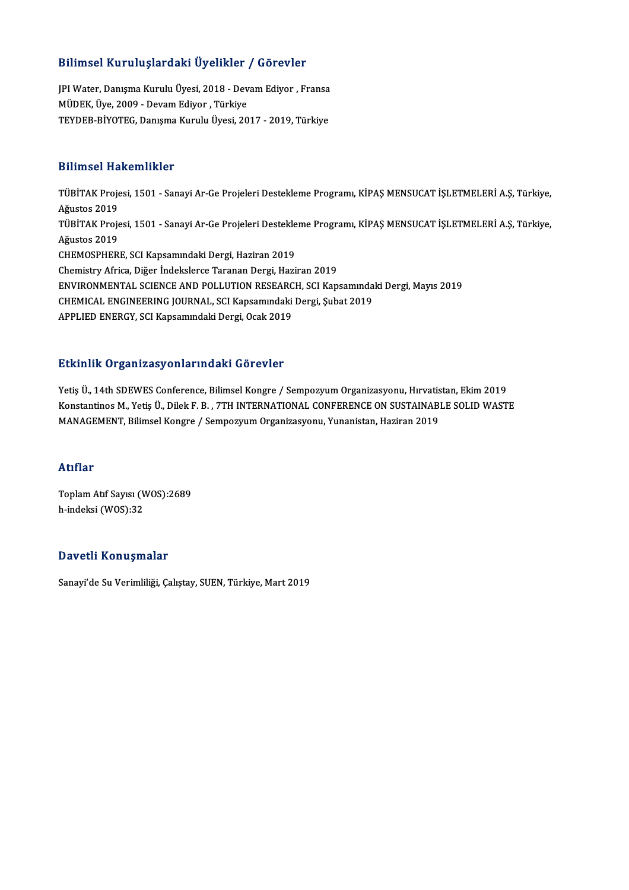## Bilimsel Kuruluşlardaki Üyelikler / Görevler

JPI Water, Danışma Kurulu Üyesi, 2018 - Devam Ediyor , Fransa
MÜDEK, Üye, 2009 - Devam Ediyor , Türkiye
TEYDEB-BİYOTEG, Danışma Kurulu Üyesi, 2017 - 2019, Türkiye

## Bilimsel Hakemlikler

TÜBİTAK Projesi, 1501 - Sanayi Ar-Ge Projeleri Destekleme Programı, KİPAŞ MENSUCAT İŞLETMELERİ A.Ş, Türkiye, Ağustos 2019
TÜBİTAK Projesi, 1501 - Sanayi Ar-Ge Projeleri Destekleme Programı, KİPAŞ MENSUCAT İŞLETMELERİ A.Ş, Türkiye, Ağustos 2019
CHEMOSPHERE, SCI Kapsamındaki Dergi, Haziran 2019
Chemistry Africa, Diğer İndekslerce Taranan Dergi, Haziran 2019
ENVIRONMENTAL SCIENCE AND POLLUTION RESEARCH, SCI Kapsamındaki Dergi, Mayıs 2019
CHEMICAL ENGINEERING JOURNAL, SCI Kapsamındaki Dergi, Şubat 2019
APPLIED ENERGY, SCI Kapsamındaki Dergi, Ocak 2019

## Etkinlik Organizasyonlarındaki Görevler

Yetiş Ü., 14th SDEWES Conference, Bilimsel Kongre / Sempozyum Organizasyonu, Hırvatistan, Ekim 2019
Konstantinos M., Yetiş Ü., Dilek F. B. , 7TH INTERNATIONAL CONFERENCE ON SUSTAINABLE SOLID WASTE MANAGEMENT, Bilimsel Kongre / Sempozyum Organizasyonu, Yunanistan, Haziran 2019

## Atıflar

Toplam Atıf Sayısı (WOS):2689
h-indeksi (WOS):32

## Davetli Konuşmalar

Sanayi'de Su Verimliliği, Çalıştay, SUEN, Türkiye, Mart 2019